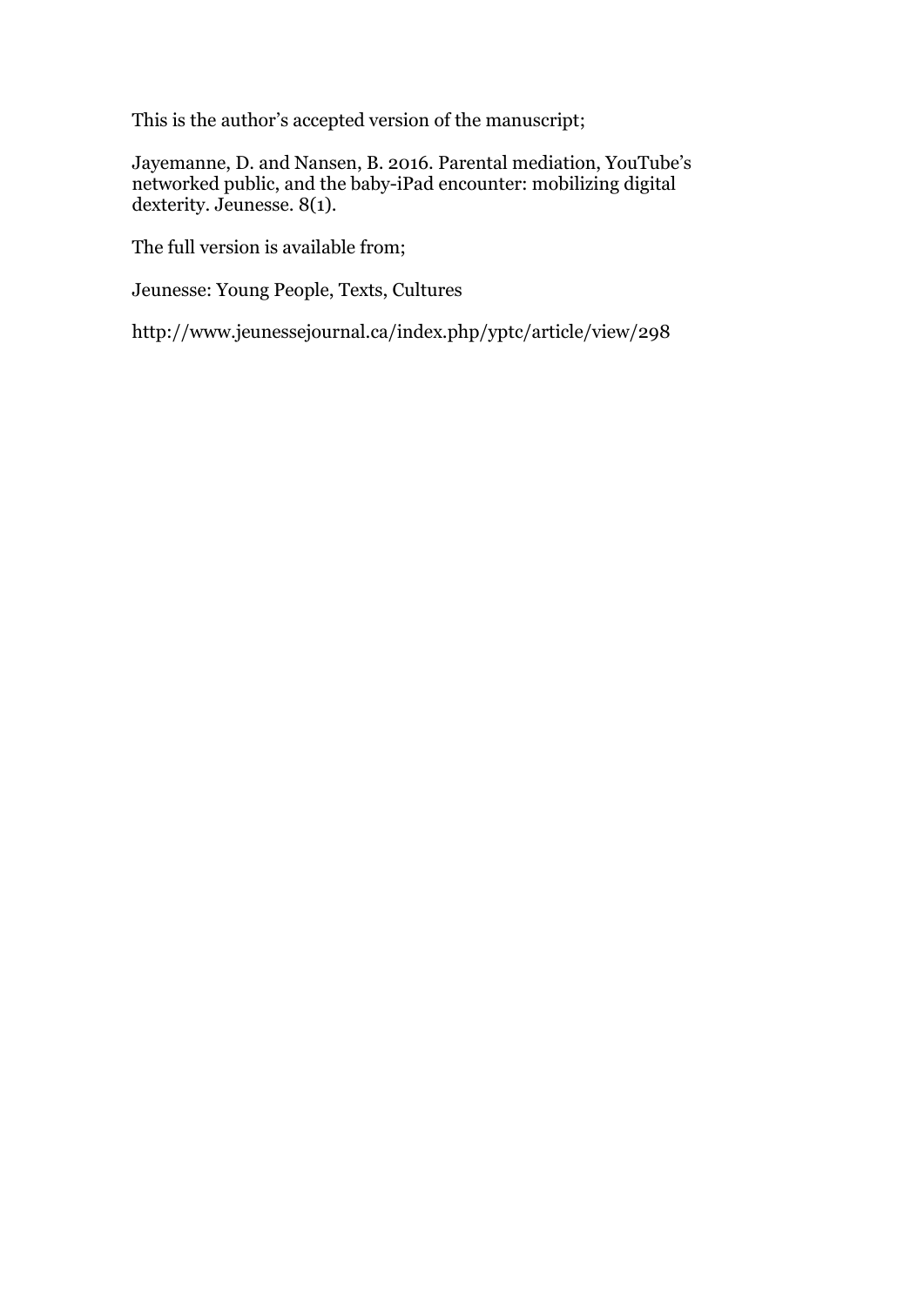This is the author's accepted version of the manuscript;

Jayemanne, D. and Nansen, B. 2016. Parental mediation, YouTube's networked public, and the baby-iPad encounter: mobilizing digital dexterity. Jeunesse. 8(1).

The full version is available from;

Jeunesse: Young People, Texts, Cultures

http://www.jeunessejournal.ca/index.php/yptc/article/view/298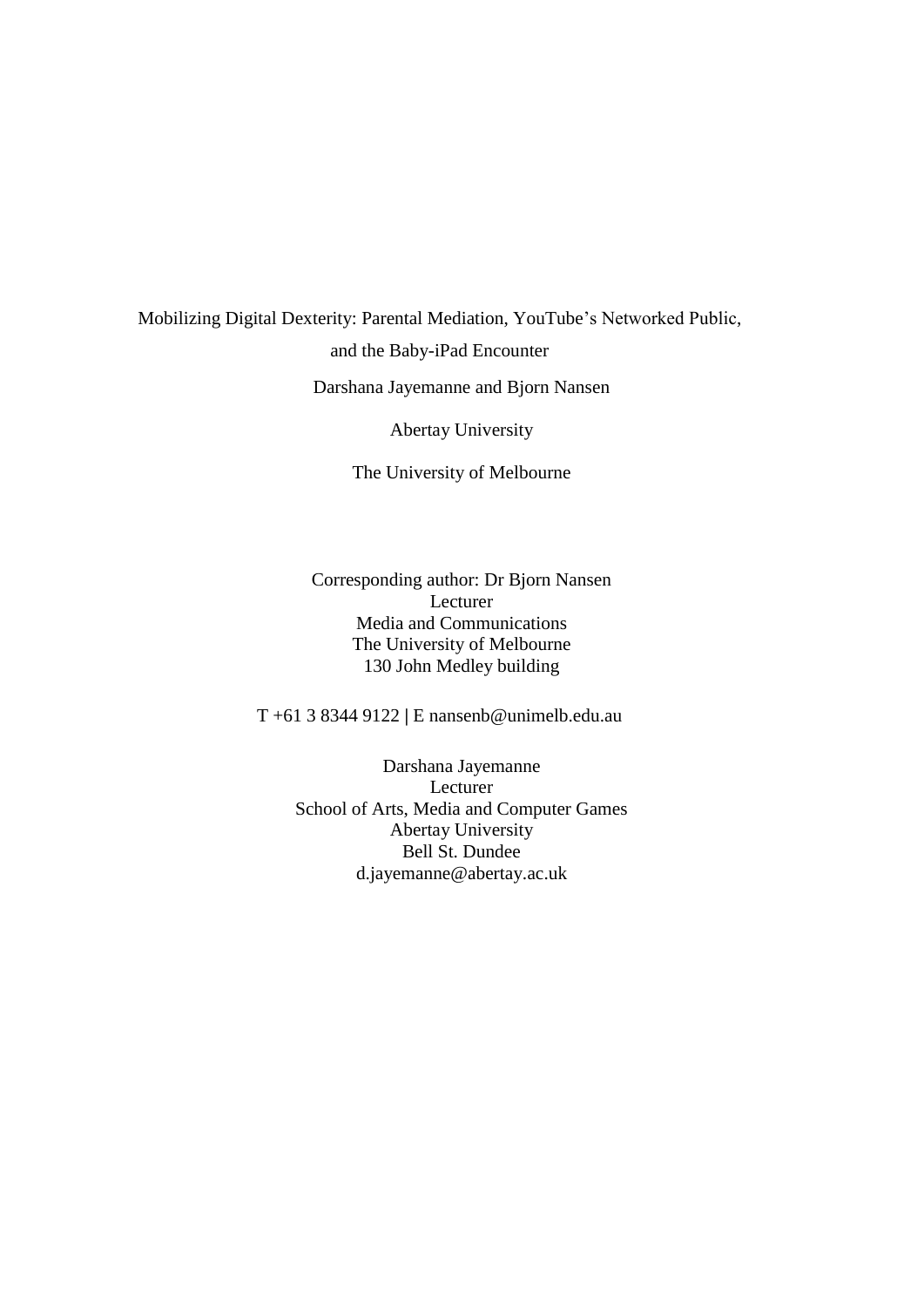# Mobilizing Digital Dexterity: Parental Mediation, YouTube's Networked Public, and the Baby-iPad Encounter

Darshana Jayemanne and Bjorn Nansen

Abertay University

The University of Melbourne

Corresponding author: Dr Bjorn Nansen
Lecturer
Media and Communications
The University of Melbourne
130 John Medley building

T +61 3 8344 9122 | E nansenb@unimelb.edu.au

Darshana Jayemanne
Lecturer
School of Arts, Media and Computer Games
Abertay University
Bell St. Dundee
d.jayemanne@abertay.ac.uk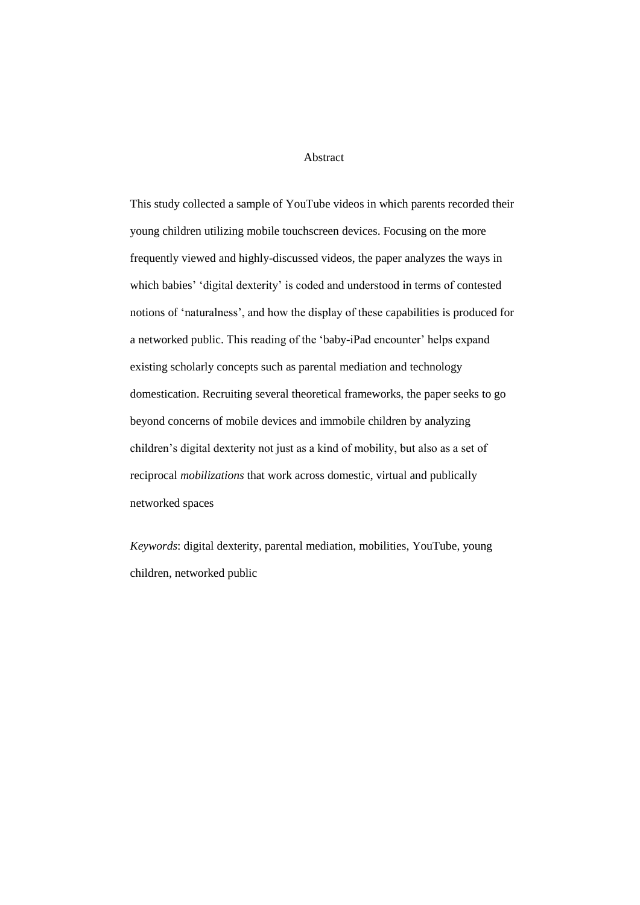# Abstract

This study collected a sample of YouTube videos in which parents recorded their young children utilizing mobile touchscreen devices. Focusing on the more frequently viewed and highly-discussed videos, the paper analyzes the ways in which babies' 'digital dexterity' is coded and understood in terms of contested notions of 'naturalness', and how the display of these capabilities is produced for a networked public. This reading of the 'baby-iPad encounter' helps expand existing scholarly concepts such as parental mediation and technology domestication. Recruiting several theoretical frameworks, the paper seeks to go beyond concerns of mobile devices and immobile children by analyzing children's digital dexterity not just as a kind of mobility, but also as a set of reciprocal *mobilizations* that work across domestic, virtual and publically networked spaces

*Keywords*: digital dexterity, parental mediation, mobilities, YouTube, young children, networked public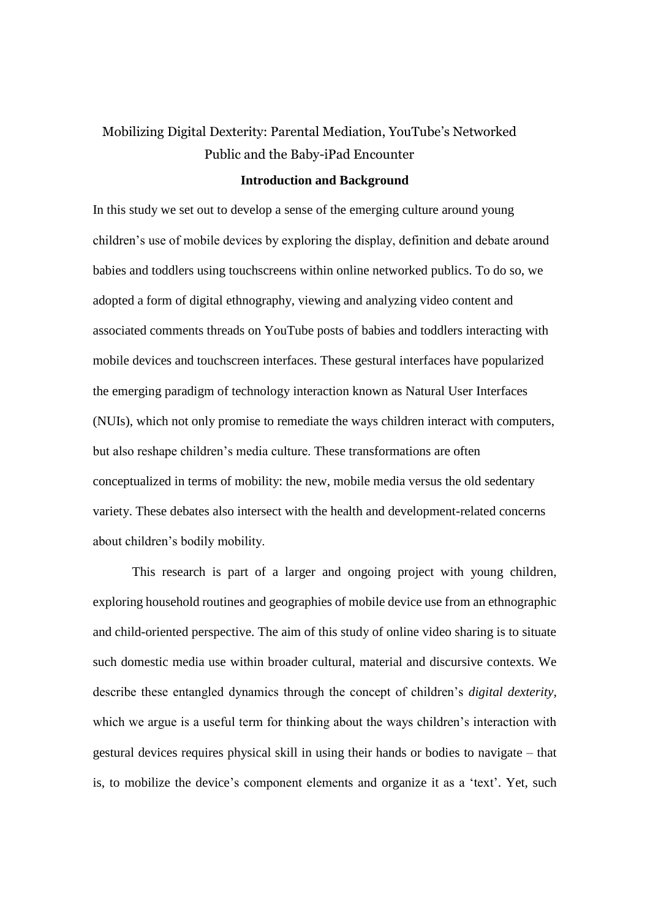# Mobilizing Digital Dexterity: Parental Mediation, YouTube's Networked Public and the Baby-iPad Encounter

## Introduction and Background

In this study we set out to develop a sense of the emerging culture around young children's use of mobile devices by exploring the display, definition and debate around babies and toddlers using touchscreens within online networked publics. To do so, we adopted a form of digital ethnography, viewing and analyzing video content and associated comments threads on YouTube posts of babies and toddlers interacting with mobile devices and touchscreen interfaces. These gestural interfaces have popularized the emerging paradigm of technology interaction known as Natural User Interfaces (NUIs), which not only promise to remediate the ways children interact with computers, but also reshape children's media culture. These transformations are often conceptualized in terms of mobility: the new, mobile media versus the old sedentary variety. These debates also intersect with the health and development-related concerns about children's bodily mobility.

This research is part of a larger and ongoing project with young children, exploring household routines and geographies of mobile device use from an ethnographic and child-oriented perspective. The aim of this study of online video sharing is to situate such domestic media use within broader cultural, material and discursive contexts. We describe these entangled dynamics through the concept of children's *digital dexterity*, which we argue is a useful term for thinking about the ways children's interaction with gestural devices requires physical skill in using their hands or bodies to navigate – that is, to mobilize the device's component elements and organize it as a 'text'. Yet, such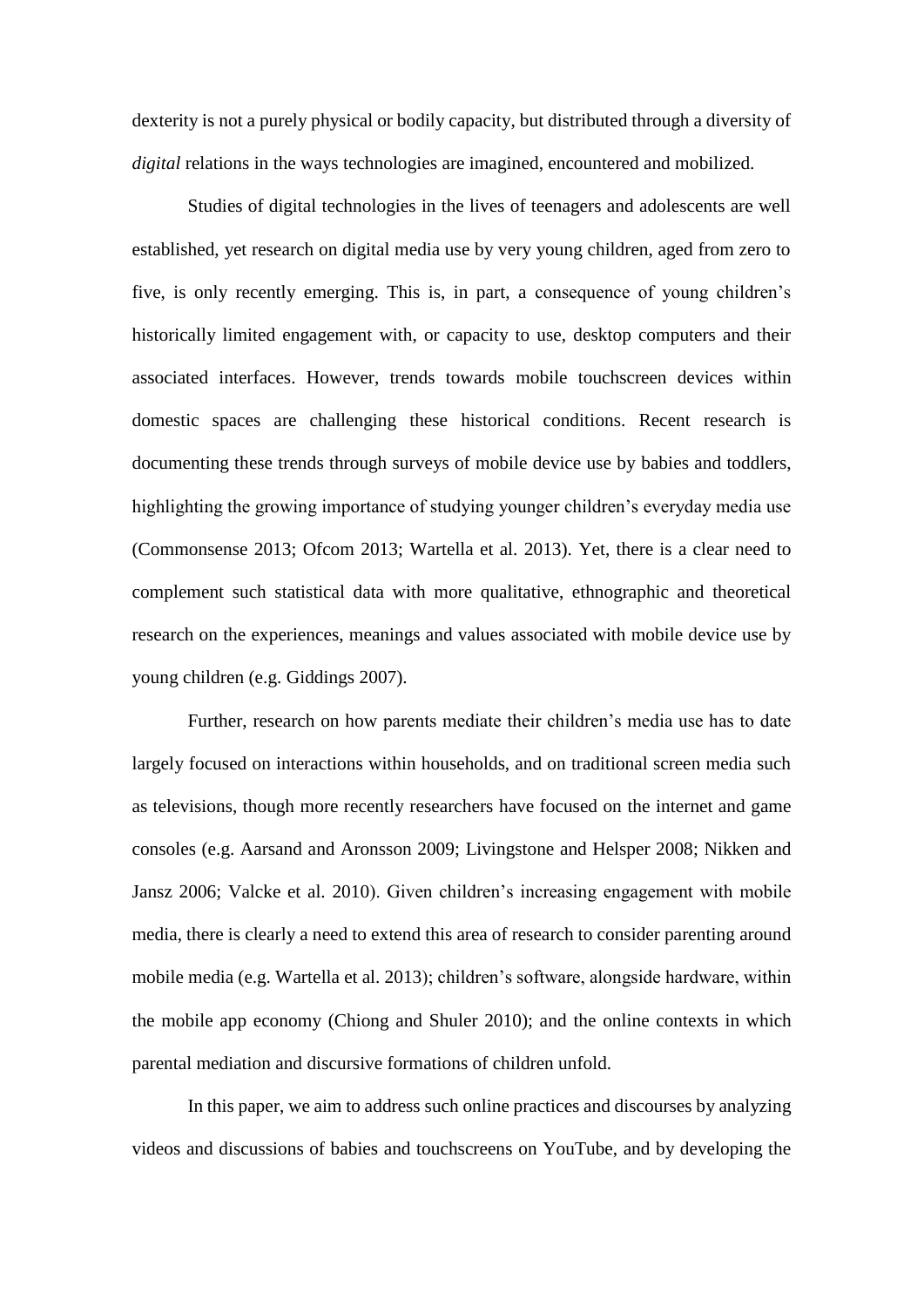dexterity is not a purely physical or bodily capacity, but distributed through a diversity of *digital* relations in the ways technologies are imagined, encountered and mobilized.

Studies of digital technologies in the lives of teenagers and adolescents are well established, yet research on digital media use by very young children, aged from zero to five, is only recently emerging. This is, in part, a consequence of young children's historically limited engagement with, or capacity to use, desktop computers and their associated interfaces. However, trends towards mobile touchscreen devices within domestic spaces are challenging these historical conditions. Recent research is documenting these trends through surveys of mobile device use by babies and toddlers, highlighting the growing importance of studying younger children's everyday media use (Commonsense 2013; Ofcom 2013; Wartella et al. 2013). Yet, there is a clear need to complement such statistical data with more qualitative, ethnographic and theoretical research on the experiences, meanings and values associated with mobile device use by young children (e.g. Giddings 2007).

Further, research on how parents mediate their children's media use has to date largely focused on interactions within households, and on traditional screen media such as televisions, though more recently researchers have focused on the internet and game consoles (e.g. Aarsand and Aronsson 2009; Livingstone and Helsper 2008; Nikken and Jansz 2006; Valcke et al. 2010). Given children's increasing engagement with mobile media, there is clearly a need to extend this area of research to consider parenting around mobile media (e.g. Wartella et al. 2013); children's software, alongside hardware, within the mobile app economy (Chiong and Shuler 2010); and the online contexts in which parental mediation and discursive formations of children unfold.

In this paper, we aim to address such online practices and discourses by analyzing videos and discussions of babies and touchscreens on YouTube, and by developing the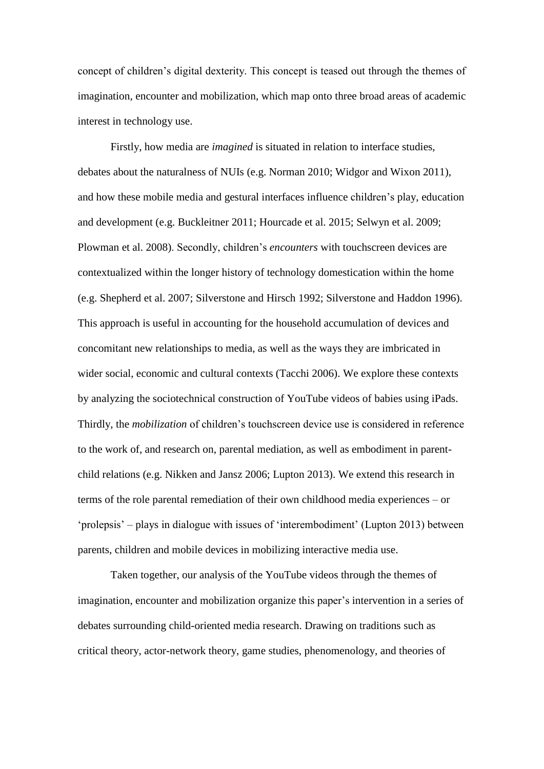concept of children's digital dexterity. This concept is teased out through the themes of imagination, encounter and mobilization, which map onto three broad areas of academic interest in technology use.

Firstly, how media are *imagined* is situated in relation to interface studies, debates about the naturalness of NUIs (e.g. Norman 2010; Widgor and Wixon 2011), and how these mobile media and gestural interfaces influence children's play, education and development (e.g. Buckleitner 2011; Hourcade et al. 2015; Selwyn et al. 2009; Plowman et al. 2008). Secondly, children's *encounters* with touchscreen devices are contextualized within the longer history of technology domestication within the home (e.g. Shepherd et al. 2007; Silverstone and Hirsch 1992; Silverstone and Haddon 1996). This approach is useful in accounting for the household accumulation of devices and concomitant new relationships to media, as well as the ways they are imbricated in wider social, economic and cultural contexts (Tacchi 2006). We explore these contexts by analyzing the sociotechnical construction of YouTube videos of babies using iPads. Thirdly, the *mobilization* of children's touchscreen device use is considered in reference to the work of, and research on, parental mediation, as well as embodiment in parent-child relations (e.g. Nikken and Jansz 2006; Lupton 2013). We extend this research in terms of the role parental remediation of their own childhood media experiences – or 'prolepsis' – plays in dialogue with issues of 'interembodiment' (Lupton 2013) between parents, children and mobile devices in mobilizing interactive media use.

Taken together, our analysis of the YouTube videos through the themes of imagination, encounter and mobilization organize this paper's intervention in a series of debates surrounding child-oriented media research. Drawing on traditions such as critical theory, actor-network theory, game studies, phenomenology, and theories of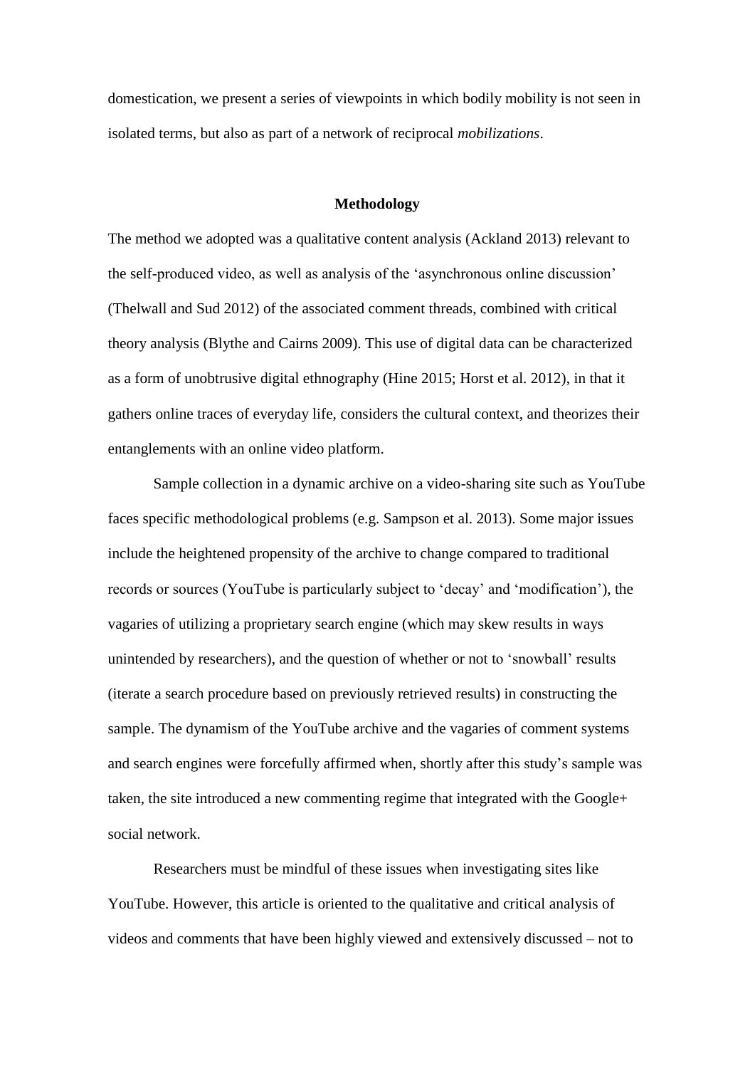domestication, we present a series of viewpoints in which bodily mobility is not seen in isolated terms, but also as part of a network of reciprocal *mobilizations*.

## Methodology

The method we adopted was a qualitative content analysis (Ackland 2013) relevant to the self-produced video, as well as analysis of the 'asynchronous online discussion' (Thelwall and Sud 2012) of the associated comment threads, combined with critical theory analysis (Blythe and Cairns 2009). This use of digital data can be characterized as a form of unobtrusive digital ethnography (Hine 2015; Horst et al. 2012), in that it gathers online traces of everyday life, considers the cultural context, and theorizes their entanglements with an online video platform.

Sample collection in a dynamic archive on a video-sharing site such as YouTube faces specific methodological problems (e.g. Sampson et al. 2013). Some major issues include the heightened propensity of the archive to change compared to traditional records or sources (YouTube is particularly subject to 'decay' and 'modification'), the vagaries of utilizing a proprietary search engine (which may skew results in ways unintended by researchers), and the question of whether or not to 'snowball' results (iterate a search procedure based on previously retrieved results) in constructing the sample. The dynamism of the YouTube archive and the vagaries of comment systems and search engines were forcefully affirmed when, shortly after this study's sample was taken, the site introduced a new commenting regime that integrated with the Google+ social network.

Researchers must be mindful of these issues when investigating sites like YouTube. However, this article is oriented to the qualitative and critical analysis of videos and comments that have been highly viewed and extensively discussed – not to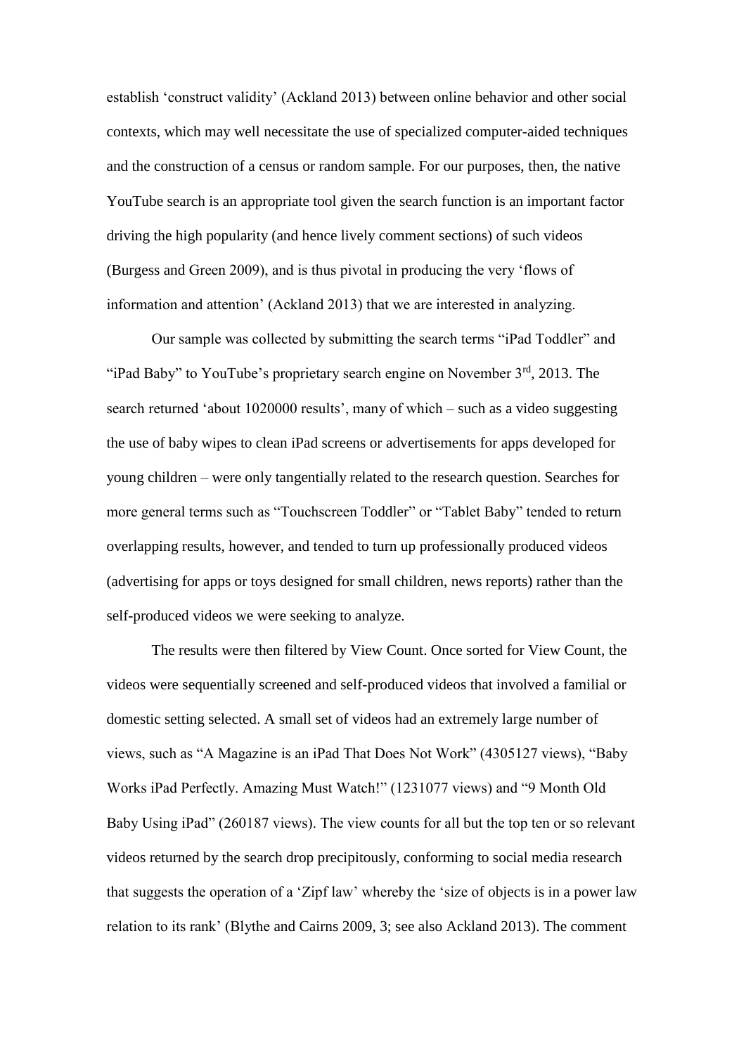establish 'construct validity' (Ackland 2013) between online behavior and other social contexts, which may well necessitate the use of specialized computer-aided techniques and the construction of a census or random sample. For our purposes, then, the native YouTube search is an appropriate tool given the search function is an important factor driving the high popularity (and hence lively comment sections) of such videos (Burgess and Green 2009), and is thus pivotal in producing the very 'flows of information and attention' (Ackland 2013) that we are interested in analyzing.

Our sample was collected by submitting the search terms "iPad Toddler" and "iPad Baby" to YouTube's proprietary search engine on November 3rd, 2013. The search returned 'about 1020000 results', many of which – such as a video suggesting the use of baby wipes to clean iPad screens or advertisements for apps developed for young children – were only tangentially related to the research question. Searches for more general terms such as "Touchscreen Toddler" or "Tablet Baby" tended to return overlapping results, however, and tended to turn up professionally produced videos (advertising for apps or toys designed for small children, news reports) rather than the self-produced videos we were seeking to analyze.

The results were then filtered by View Count. Once sorted for View Count, the videos were sequentially screened and self-produced videos that involved a familial or domestic setting selected. A small set of videos had an extremely large number of views, such as "A Magazine is an iPad That Does Not Work" (4305127 views), "Baby Works iPad Perfectly. Amazing Must Watch!" (1231077 views) and "9 Month Old Baby Using iPad" (260187 views). The view counts for all but the top ten or so relevant videos returned by the search drop precipitously, conforming to social media research that suggests the operation of a 'Zipf law' whereby the 'size of objects is in a power law relation to its rank' (Blythe and Cairns 2009, 3; see also Ackland 2013). The comment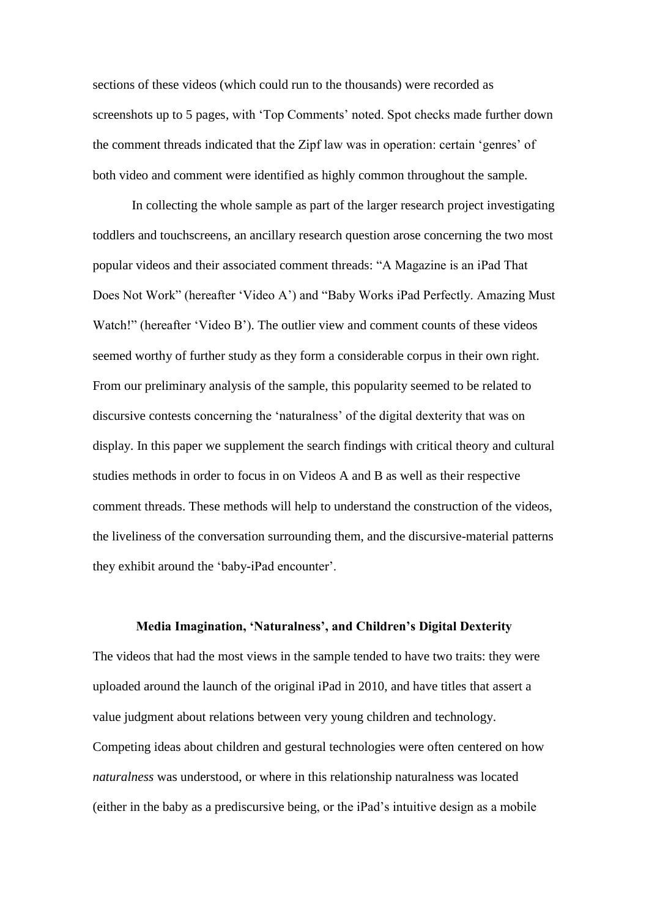sections of these videos (which could run to the thousands) were recorded as screenshots up to 5 pages, with 'Top Comments' noted. Spot checks made further down the comment threads indicated that the Zipf law was in operation: certain 'genres' of both video and comment were identified as highly common throughout the sample.

In collecting the whole sample as part of the larger research project investigating toddlers and touchscreens, an ancillary research question arose concerning the two most popular videos and their associated comment threads: "A Magazine is an iPad That Does Not Work" (hereafter 'Video A') and "Baby Works iPad Perfectly. Amazing Must Watch!" (hereafter 'Video B'). The outlier view and comment counts of these videos seemed worthy of further study as they form a considerable corpus in their own right. From our preliminary analysis of the sample, this popularity seemed to be related to discursive contests concerning the 'naturalness' of the digital dexterity that was on display. In this paper we supplement the search findings with critical theory and cultural studies methods in order to focus in on Videos A and B as well as their respective comment threads. These methods will help to understand the construction of the videos, the liveliness of the conversation surrounding them, and the discursive-material patterns they exhibit around the 'baby-iPad encounter'.

## Media Imagination, 'Naturalness', and Children's Digital Dexterity

The videos that had the most views in the sample tended to have two traits: they were uploaded around the launch of the original iPad in 2010, and have titles that assert a value judgment about relations between very young children and technology. Competing ideas about children and gestural technologies were often centered on how *naturalness* was understood, or where in this relationship naturalness was located (either in the baby as a prediscursive being, or the iPad's intuitive design as a mobile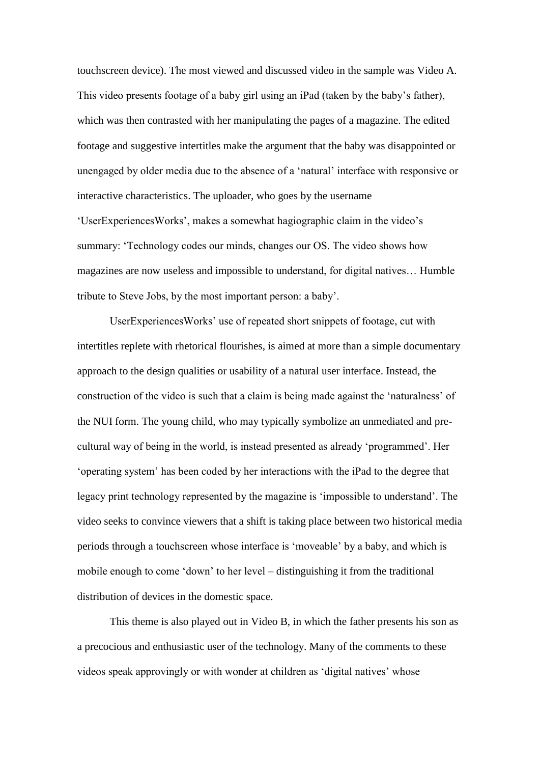touchscreen device). The most viewed and discussed video in the sample was Video A. This video presents footage of a baby girl using an iPad (taken by the baby's father), which was then contrasted with her manipulating the pages of a magazine. The edited footage and suggestive intertitles make the argument that the baby was disappointed or unengaged by older media due to the absence of a 'natural' interface with responsive or interactive characteristics. The uploader, who goes by the username 'UserExperiencesWorks', makes a somewhat hagiographic claim in the video's summary: 'Technology codes our minds, changes our OS. The video shows how magazines are now useless and impossible to understand, for digital natives… Humble tribute to Steve Jobs, by the most important person: a baby'.

UserExperiencesWorks' use of repeated short snippets of footage, cut with intertitles replete with rhetorical flourishes, is aimed at more than a simple documentary approach to the design qualities or usability of a natural user interface. Instead, the construction of the video is such that a claim is being made against the 'naturalness' of the NUI form. The young child, who may typically symbolize an unmediated and pre-cultural way of being in the world, is instead presented as already 'programmed'. Her 'operating system' has been coded by her interactions with the iPad to the degree that legacy print technology represented by the magazine is 'impossible to understand'. The video seeks to convince viewers that a shift is taking place between two historical media periods through a touchscreen whose interface is 'moveable' by a baby, and which is mobile enough to come 'down' to her level – distinguishing it from the traditional distribution of devices in the domestic space.

This theme is also played out in Video B, in which the father presents his son as a precocious and enthusiastic user of the technology. Many of the comments to these videos speak approvingly or with wonder at children as 'digital natives' whose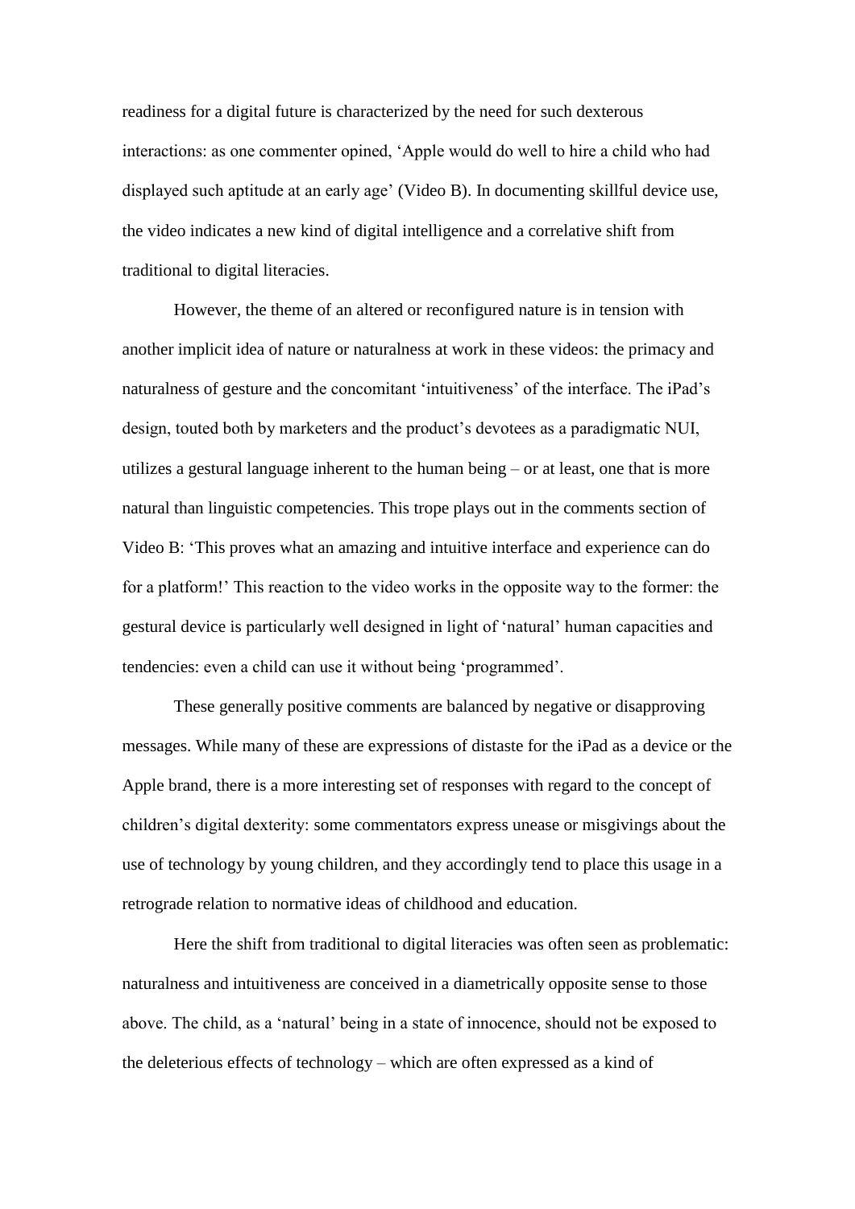readiness for a digital future is characterized by the need for such dexterous interactions: as one commenter opined, 'Apple would do well to hire a child who had displayed such aptitude at an early age' (Video B). In documenting skillful device use, the video indicates a new kind of digital intelligence and a correlative shift from traditional to digital literacies.

However, the theme of an altered or reconfigured nature is in tension with another implicit idea of nature or naturalness at work in these videos: the primacy and naturalness of gesture and the concomitant 'intuitiveness' of the interface. The iPad's design, touted both by marketers and the product's devotees as a paradigmatic NUI, utilizes a gestural language inherent to the human being – or at least, one that is more natural than linguistic competencies. This trope plays out in the comments section of Video B: 'This proves what an amazing and intuitive interface and experience can do for a platform!' This reaction to the video works in the opposite way to the former: the gestural device is particularly well designed in light of 'natural' human capacities and tendencies: even a child can use it without being 'programmed'.

These generally positive comments are balanced by negative or disapproving messages. While many of these are expressions of distaste for the iPad as a device or the Apple brand, there is a more interesting set of responses with regard to the concept of children's digital dexterity: some commentators express unease or misgivings about the use of technology by young children, and they accordingly tend to place this usage in a retrograde relation to normative ideas of childhood and education.

Here the shift from traditional to digital literacies was often seen as problematic: naturalness and intuitiveness are conceived in a diametrically opposite sense to those above. The child, as a 'natural' being in a state of innocence, should not be exposed to the deleterious effects of technology – which are often expressed as a kind of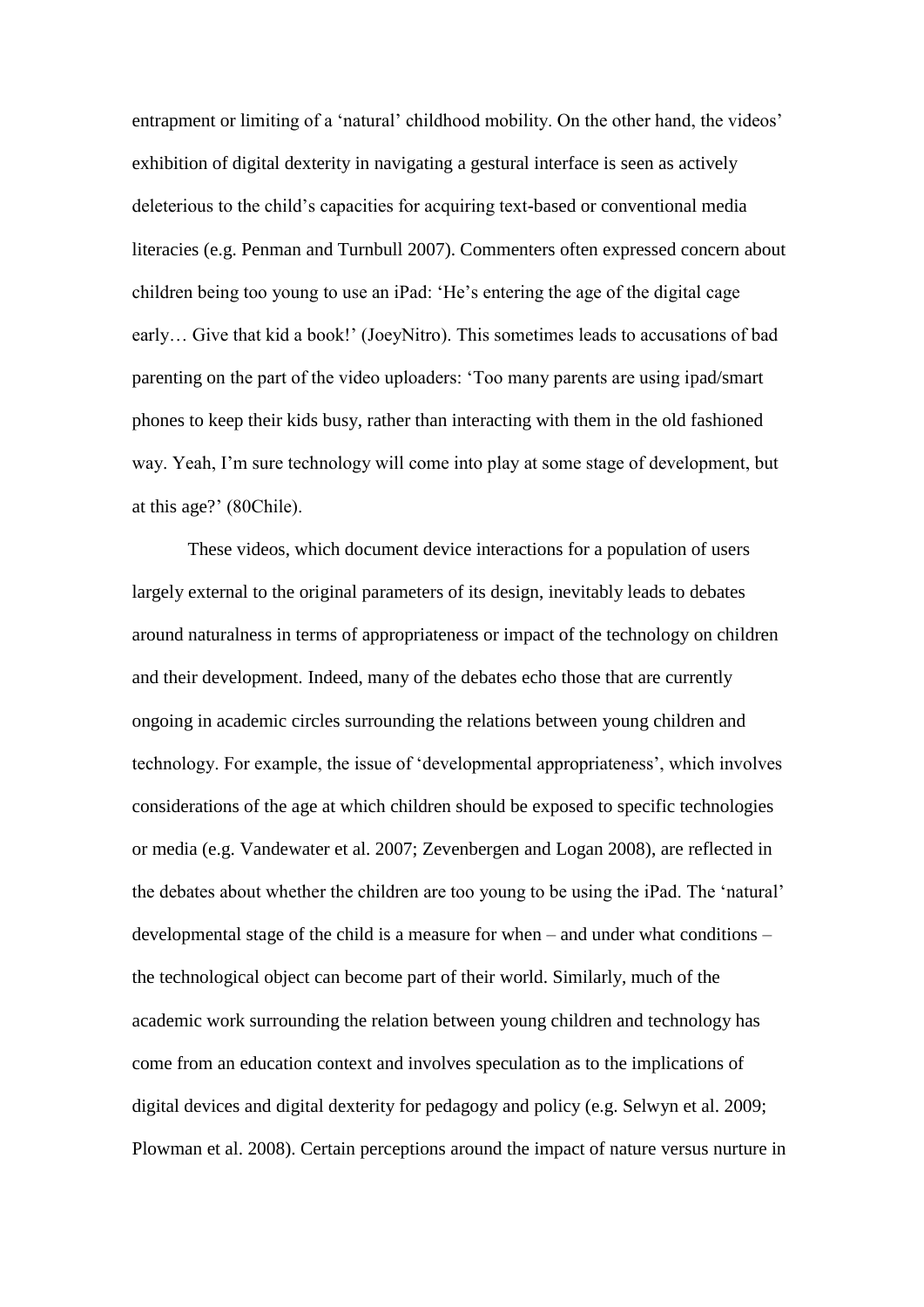entrapment or limiting of a 'natural' childhood mobility. On the other hand, the videos' exhibition of digital dexterity in navigating a gestural interface is seen as actively deleterious to the child's capacities for acquiring text-based or conventional media literacies (e.g. Penman and Turnbull 2007). Commenters often expressed concern about children being too young to use an iPad: 'He's entering the age of the digital cage early… Give that kid a book!' (JoeyNitro). This sometimes leads to accusations of bad parenting on the part of the video uploaders: 'Too many parents are using ipad/smart phones to keep their kids busy, rather than interacting with them in the old fashioned way. Yeah, I'm sure technology will come into play at some stage of development, but at this age?' (80Chile).

These videos, which document device interactions for a population of users largely external to the original parameters of its design, inevitably leads to debates around naturalness in terms of appropriateness or impact of the technology on children and their development. Indeed, many of the debates echo those that are currently ongoing in academic circles surrounding the relations between young children and technology. For example, the issue of 'developmental appropriateness', which involves considerations of the age at which children should be exposed to specific technologies or media (e.g. Vandewater et al. 2007; Zevenbergen and Logan 2008), are reflected in the debates about whether the children are too young to be using the iPad. The 'natural' developmental stage of the child is a measure for when – and under what conditions – the technological object can become part of their world. Similarly, much of the academic work surrounding the relation between young children and technology has come from an education context and involves speculation as to the implications of digital devices and digital dexterity for pedagogy and policy (e.g. Selwyn et al. 2009; Plowman et al. 2008). Certain perceptions around the impact of nature versus nurture in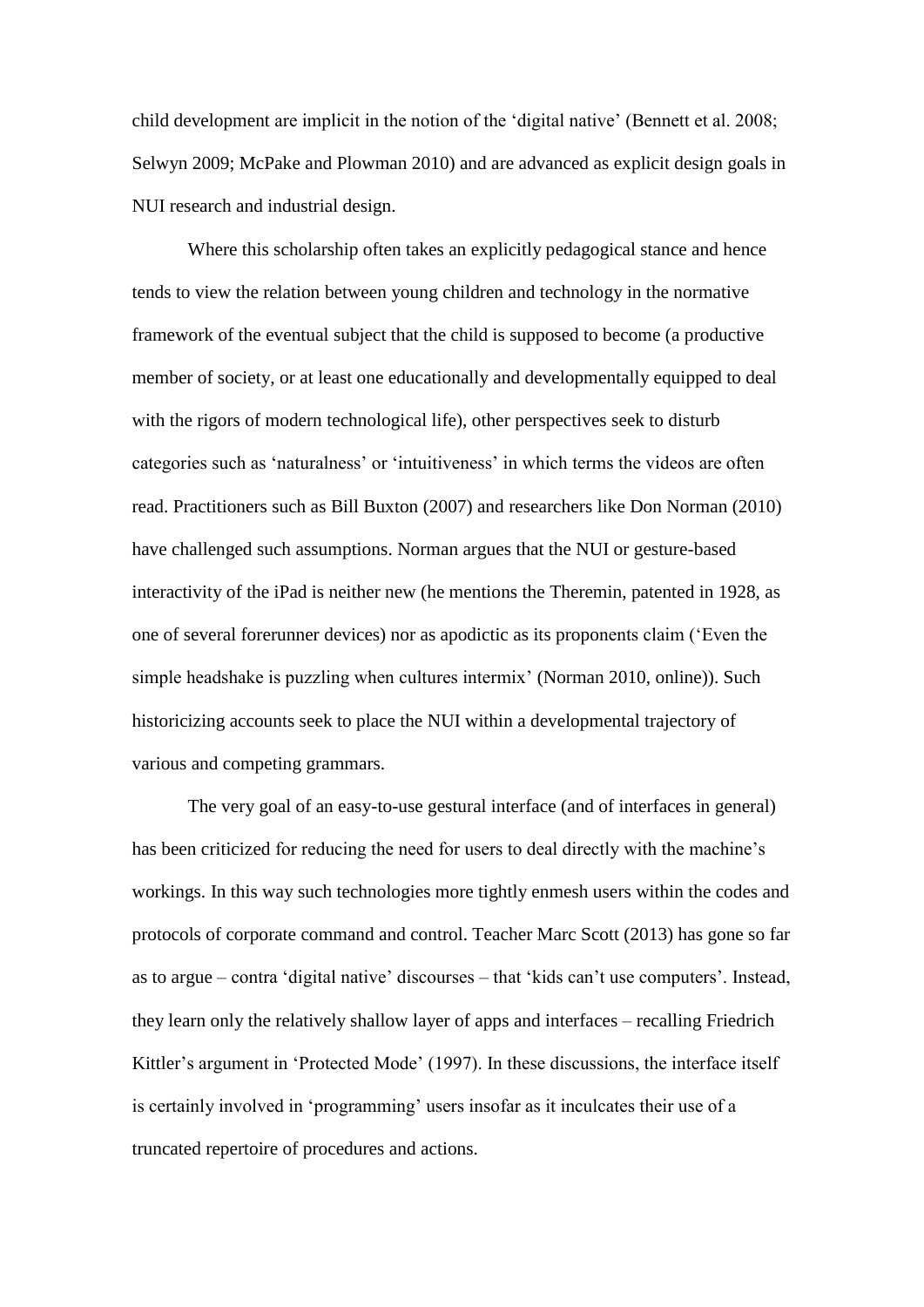child development are implicit in the notion of the 'digital native' (Bennett et al. 2008; Selwyn 2009; McPake and Plowman 2010) and are advanced as explicit design goals in NUI research and industrial design.

Where this scholarship often takes an explicitly pedagogical stance and hence tends to view the relation between young children and technology in the normative framework of the eventual subject that the child is supposed to become (a productive member of society, or at least one educationally and developmentally equipped to deal with the rigors of modern technological life), other perspectives seek to disturb categories such as 'naturalness' or 'intuitiveness' in which terms the videos are often read. Practitioners such as Bill Buxton (2007) and researchers like Don Norman (2010) have challenged such assumptions. Norman argues that the NUI or gesture-based interactivity of the iPad is neither new (he mentions the Theremin, patented in 1928, as one of several forerunner devices) nor as apodictic as its proponents claim ('Even the simple headshake is puzzling when cultures intermix' (Norman 2010, online)). Such historicizing accounts seek to place the NUI within a developmental trajectory of various and competing grammars.

The very goal of an easy-to-use gestural interface (and of interfaces in general) has been criticized for reducing the need for users to deal directly with the machine's workings. In this way such technologies more tightly enmesh users within the codes and protocols of corporate command and control. Teacher Marc Scott (2013) has gone so far as to argue – contra 'digital native' discourses – that 'kids can't use computers'. Instead, they learn only the relatively shallow layer of apps and interfaces – recalling Friedrich Kittler's argument in 'Protected Mode' (1997). In these discussions, the interface itself is certainly involved in 'programming' users insofar as it inculcates their use of a truncated repertoire of procedures and actions.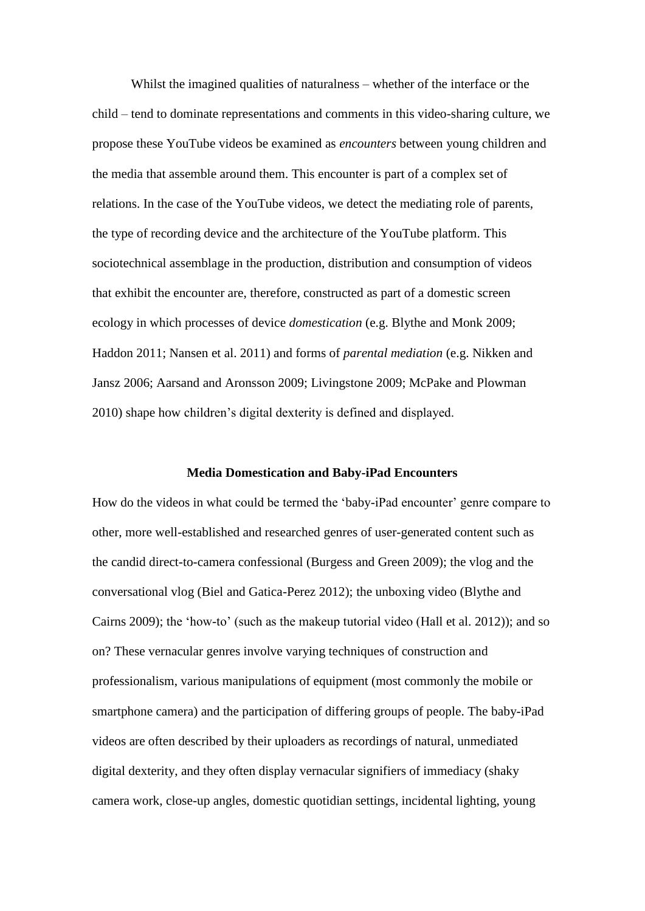Whilst the imagined qualities of naturalness – whether of the interface or the child – tend to dominate representations and comments in this video-sharing culture, we propose these YouTube videos be examined as *encounters* between young children and the media that assemble around them. This encounter is part of a complex set of relations. In the case of the YouTube videos, we detect the mediating role of parents, the type of recording device and the architecture of the YouTube platform. This sociotechnical assemblage in the production, distribution and consumption of videos that exhibit the encounter are, therefore, constructed as part of a domestic screen ecology in which processes of device *domestication* (e.g. Blythe and Monk 2009; Haddon 2011; Nansen et al. 2011) and forms of *parental mediation* (e.g. Nikken and Jansz 2006; Aarsand and Aronsson 2009; Livingstone 2009; McPake and Plowman 2010) shape how children's digital dexterity is defined and displayed.

## Media Domestication and Baby-iPad Encounters

How do the videos in what could be termed the 'baby-iPad encounter' genre compare to other, more well-established and researched genres of user-generated content such as the candid direct-to-camera confessional (Burgess and Green 2009); the vlog and the conversational vlog (Biel and Gatica-Perez 2012); the unboxing video (Blythe and Cairns 2009); the 'how-to' (such as the makeup tutorial video (Hall et al. 2012)); and so on? These vernacular genres involve varying techniques of construction and professionalism, various manipulations of equipment (most commonly the mobile or smartphone camera) and the participation of differing groups of people. The baby-iPad videos are often described by their uploaders as recordings of natural, unmediated digital dexterity, and they often display vernacular signifiers of immediacy (shaky camera work, close-up angles, domestic quotidian settings, incidental lighting, young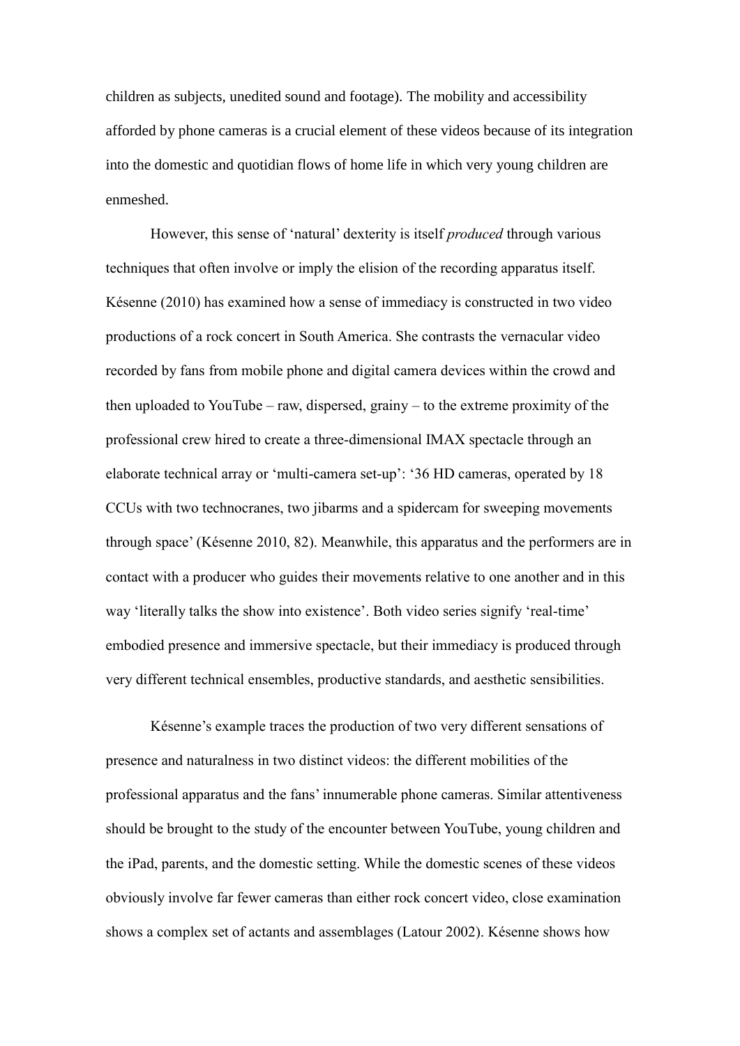children as subjects, unedited sound and footage). The mobility and accessibility afforded by phone cameras is a crucial element of these videos because of its integration into the domestic and quotidian flows of home life in which very young children are enmeshed.

However, this sense of 'natural' dexterity is itself *produced* through various techniques that often involve or imply the elision of the recording apparatus itself. Késenne (2010) has examined how a sense of immediacy is constructed in two video productions of a rock concert in South America. She contrasts the vernacular video recorded by fans from mobile phone and digital camera devices within the crowd and then uploaded to YouTube – raw, dispersed, grainy – to the extreme proximity of the professional crew hired to create a three-dimensional IMAX spectacle through an elaborate technical array or 'multi-camera set-up': '36 HD cameras, operated by 18 CCUs with two technocranes, two jibarms and a spidercam for sweeping movements through space' (Késenne 2010, 82). Meanwhile, this apparatus and the performers are in contact with a producer who guides their movements relative to one another and in this way 'literally talks the show into existence'. Both video series signify 'real-time' embodied presence and immersive spectacle, but their immediacy is produced through very different technical ensembles, productive standards, and aesthetic sensibilities.

Késenne's example traces the production of two very different sensations of presence and naturalness in two distinct videos: the different mobilities of the professional apparatus and the fans' innumerable phone cameras. Similar attentiveness should be brought to the study of the encounter between YouTube, young children and the iPad, parents, and the domestic setting. While the domestic scenes of these videos obviously involve far fewer cameras than either rock concert video, close examination shows a complex set of actants and assemblages (Latour 2002). Késenne shows how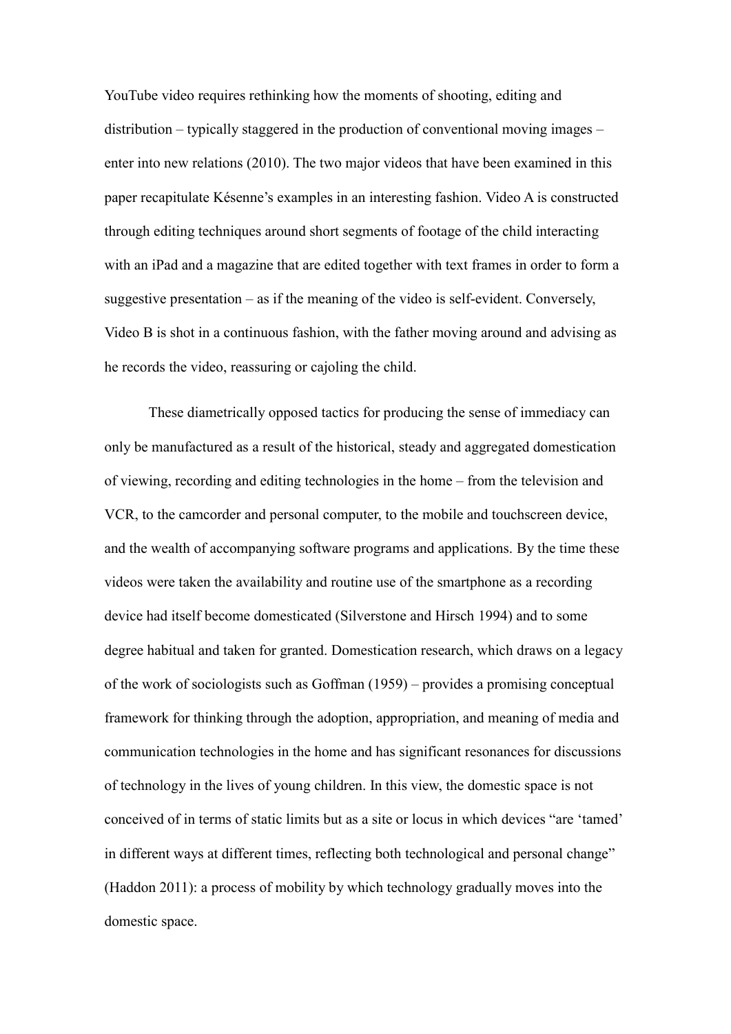YouTube video requires rethinking how the moments of shooting, editing and distribution – typically staggered in the production of conventional moving images – enter into new relations (2010). The two major videos that have been examined in this paper recapitulate Késenne's examples in an interesting fashion. Video A is constructed through editing techniques around short segments of footage of the child interacting with an iPad and a magazine that are edited together with text frames in order to form a suggestive presentation – as if the meaning of the video is self-evident. Conversely, Video B is shot in a continuous fashion, with the father moving around and advising as he records the video, reassuring or cajoling the child.

These diametrically opposed tactics for producing the sense of immediacy can only be manufactured as a result of the historical, steady and aggregated domestication of viewing, recording and editing technologies in the home – from the television and VCR, to the camcorder and personal computer, to the mobile and touchscreen device, and the wealth of accompanying software programs and applications. By the time these videos were taken the availability and routine use of the smartphone as a recording device had itself become domesticated (Silverstone and Hirsch 1994) and to some degree habitual and taken for granted. Domestication research, which draws on a legacy of the work of sociologists such as Goffman (1959) – provides a promising conceptual framework for thinking through the adoption, appropriation, and meaning of media and communication technologies in the home and has significant resonances for discussions of technology in the lives of young children. In this view, the domestic space is not conceived of in terms of static limits but as a site or locus in which devices "are 'tamed' in different ways at different times, reflecting both technological and personal change" (Haddon 2011): a process of mobility by which technology gradually moves into the domestic space.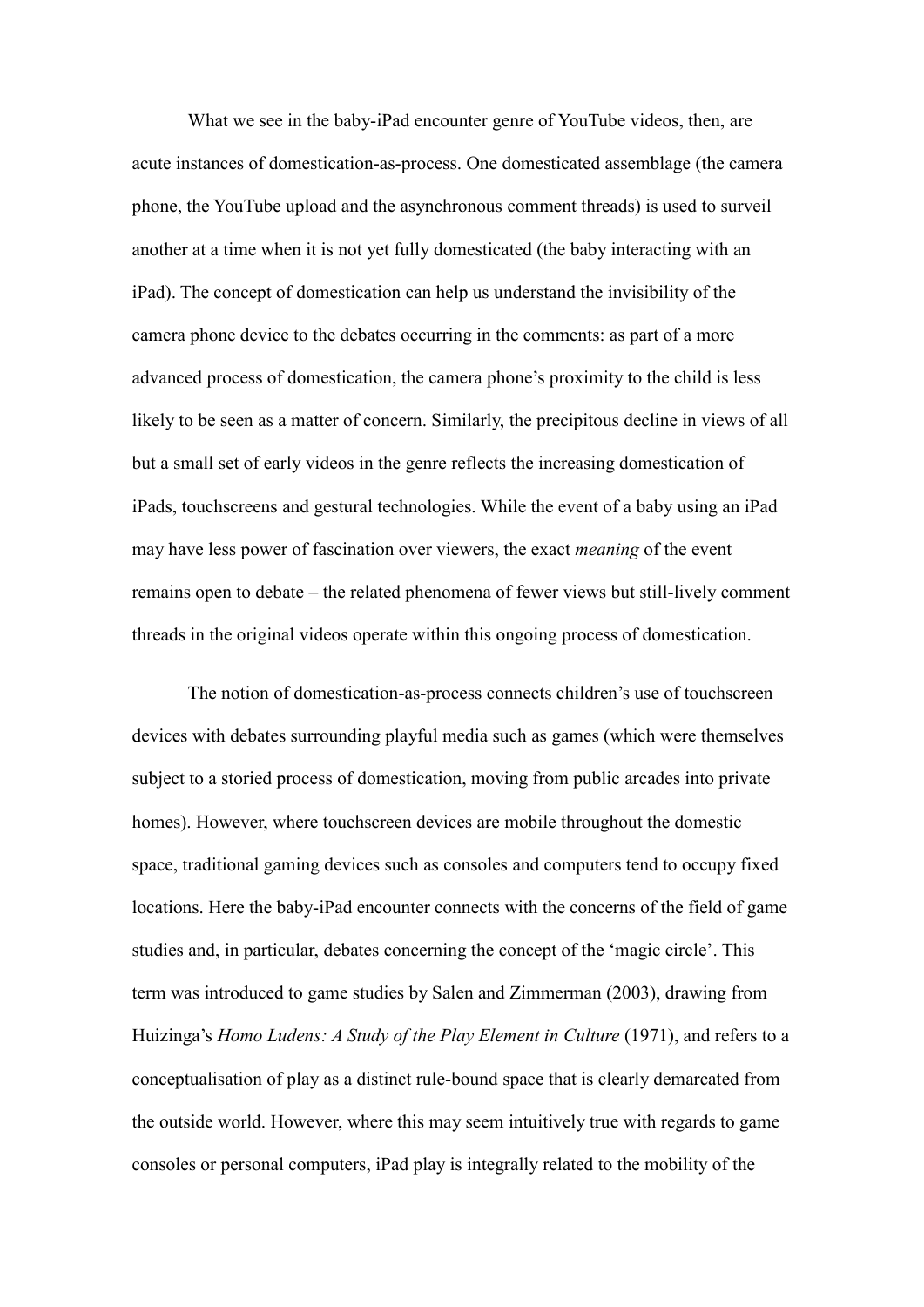What we see in the baby-iPad encounter genre of YouTube videos, then, are acute instances of domestication-as-process. One domesticated assemblage (the camera phone, the YouTube upload and the asynchronous comment threads) is used to surveil another at a time when it is not yet fully domesticated (the baby interacting with an iPad). The concept of domestication can help us understand the invisibility of the camera phone device to the debates occurring in the comments: as part of a more advanced process of domestication, the camera phone's proximity to the child is less likely to be seen as a matter of concern. Similarly, the precipitous decline in views of all but a small set of early videos in the genre reflects the increasing domestication of iPads, touchscreens and gestural technologies. While the event of a baby using an iPad may have less power of fascination over viewers, the exact *meaning* of the event remains open to debate – the related phenomena of fewer views but still-lively comment threads in the original videos operate within this ongoing process of domestication.

The notion of domestication-as-process connects children's use of touchscreen devices with debates surrounding playful media such as games (which were themselves subject to a storied process of domestication, moving from public arcades into private homes). However, where touchscreen devices are mobile throughout the domestic space, traditional gaming devices such as consoles and computers tend to occupy fixed locations. Here the baby-iPad encounter connects with the concerns of the field of game studies and, in particular, debates concerning the concept of the 'magic circle'. This term was introduced to game studies by Salen and Zimmerman (2003), drawing from Huizinga's *Homo Ludens: A Study of the Play Element in Culture* (1971), and refers to a conceptualisation of play as a distinct rule-bound space that is clearly demarcated from the outside world. However, where this may seem intuitively true with regards to game consoles or personal computers, iPad play is integrally related to the mobility of the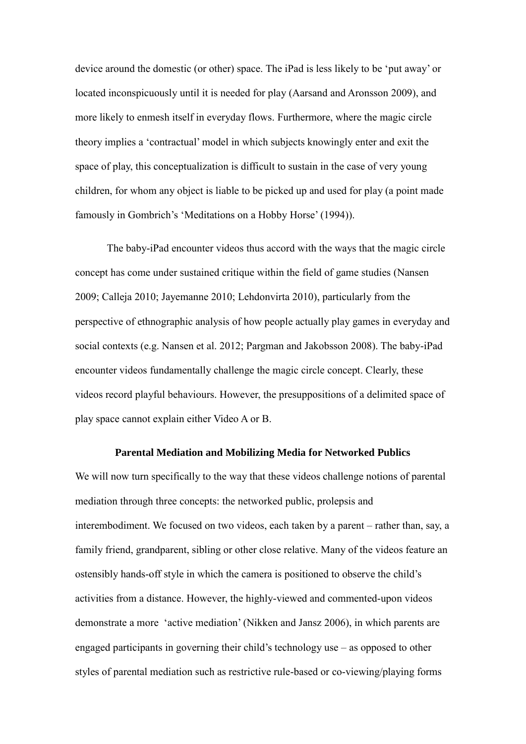device around the domestic (or other) space. The iPad is less likely to be ‘put away’ or located inconspicuously until it is needed for play (Aarsand and Aronsson 2009), and more likely to enmesh itself in everyday flows. Furthermore, where the magic circle theory implies a ‘contractual’ model in which subjects knowingly enter and exit the space of play, this conceptualization is difficult to sustain in the case of very young children, for whom any object is liable to be picked up and used for play (a point made famously in Gombrich’s ‘Meditations on a Hobby Horse’ (1994)).

The baby-iPad encounter videos thus accord with the ways that the magic circle concept has come under sustained critique within the field of game studies (Nansen 2009; Calleja 2010; Jayemanne 2010; Lehdonvirta 2010), particularly from the perspective of ethnographic analysis of how people actually play games in everyday and social contexts (e.g. Nansen et al. 2012; Pargman and Jakobsson 2008). The baby-iPad encounter videos fundamentally challenge the magic circle concept. Clearly, these videos record playful behaviours. However, the presuppositions of a delimited space of play space cannot explain either Video A or B.

## Parental Mediation and Mobilizing Media for Networked Publics

We will now turn specifically to the way that these videos challenge notions of parental mediation through three concepts: the networked public, prolepsis and interembodiment. We focused on two videos, each taken by a parent – rather than, say, a family friend, grandparent, sibling or other close relative. Many of the videos feature an ostensibly hands-off style in which the camera is positioned to observe the child’s activities from a distance. However, the highly-viewed and commented-upon videos demonstrate a more ‘active mediation’ (Nikken and Jansz 2006), in which parents are engaged participants in governing their child’s technology use – as opposed to other styles of parental mediation such as restrictive rule-based or co-viewing/playing forms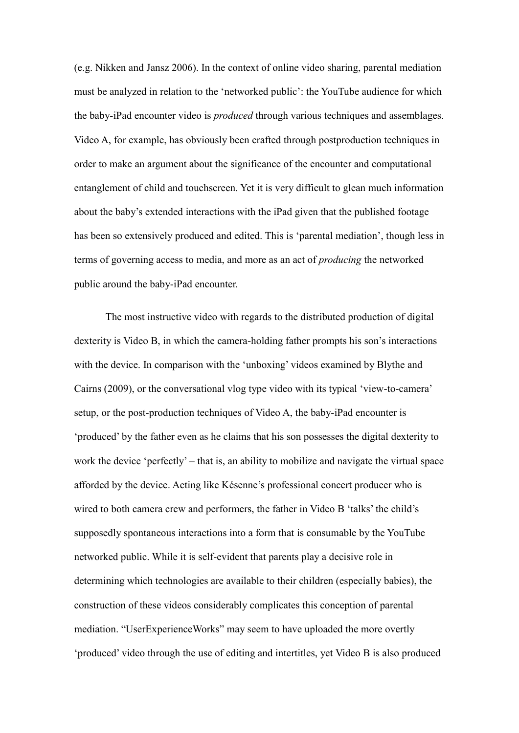(e.g. Nikken and Jansz 2006). In the context of online video sharing, parental mediation must be analyzed in relation to the 'networked public': the YouTube audience for which the baby-iPad encounter video is *produced* through various techniques and assemblages. Video A, for example, has obviously been crafted through postproduction techniques in order to make an argument about the significance of the encounter and computational entanglement of child and touchscreen. Yet it is very difficult to glean much information about the baby's extended interactions with the iPad given that the published footage has been so extensively produced and edited. This is 'parental mediation', though less in terms of governing access to media, and more as an act of *producing* the networked public around the baby-iPad encounter.

The most instructive video with regards to the distributed production of digital dexterity is Video B, in which the camera-holding father prompts his son's interactions with the device. In comparison with the 'unboxing' videos examined by Blythe and Cairns (2009), or the conversational vlog type video with its typical 'view-to-camera' setup, or the post-production techniques of Video A, the baby-iPad encounter is 'produced' by the father even as he claims that his son possesses the digital dexterity to work the device 'perfectly' – that is, an ability to mobilize and navigate the virtual space afforded by the device. Acting like Késenne's professional concert producer who is wired to both camera crew and performers, the father in Video B 'talks' the child's supposedly spontaneous interactions into a form that is consumable by the YouTube networked public. While it is self-evident that parents play a decisive role in determining which technologies are available to their children (especially babies), the construction of these videos considerably complicates this conception of parental mediation. "UserExperienceWorks" may seem to have uploaded the more overtly 'produced' video through the use of editing and intertitles, yet Video B is also produced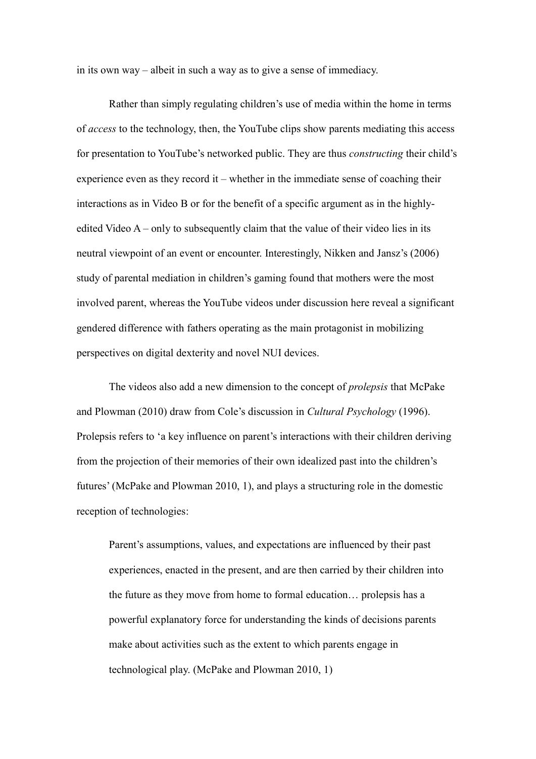in its own way – albeit in such a way as to give a sense of immediacy.

Rather than simply regulating children's use of media within the home in terms of *access* to the technology, then, the YouTube clips show parents mediating this access for presentation to YouTube's networked public. They are thus *constructing* their child's experience even as they record it – whether in the immediate sense of coaching their interactions as in Video B or for the benefit of a specific argument as in the highly-edited Video A – only to subsequently claim that the value of their video lies in its neutral viewpoint of an event or encounter. Interestingly, Nikken and Jansz's (2006) study of parental mediation in children's gaming found that mothers were the most involved parent, whereas the YouTube videos under discussion here reveal a significant gendered difference with fathers operating as the main protagonist in mobilizing perspectives on digital dexterity and novel NUI devices.

The videos also add a new dimension to the concept of *prolepsis* that McPake and Plowman (2010) draw from Cole's discussion in *Cultural Psychology* (1996). Prolepsis refers to 'a key influence on parent's interactions with their children deriving from the projection of their memories of their own idealized past into the children's futures' (McPake and Plowman 2010, 1), and plays a structuring role in the domestic reception of technologies:

> Parent's assumptions, values, and expectations are influenced by their past experiences, enacted in the present, and are then carried by their children into the future as they move from home to formal education… prolepsis has a powerful explanatory force for understanding the kinds of decisions parents make about activities such as the extent to which parents engage in technological play. (McPake and Plowman 2010, 1)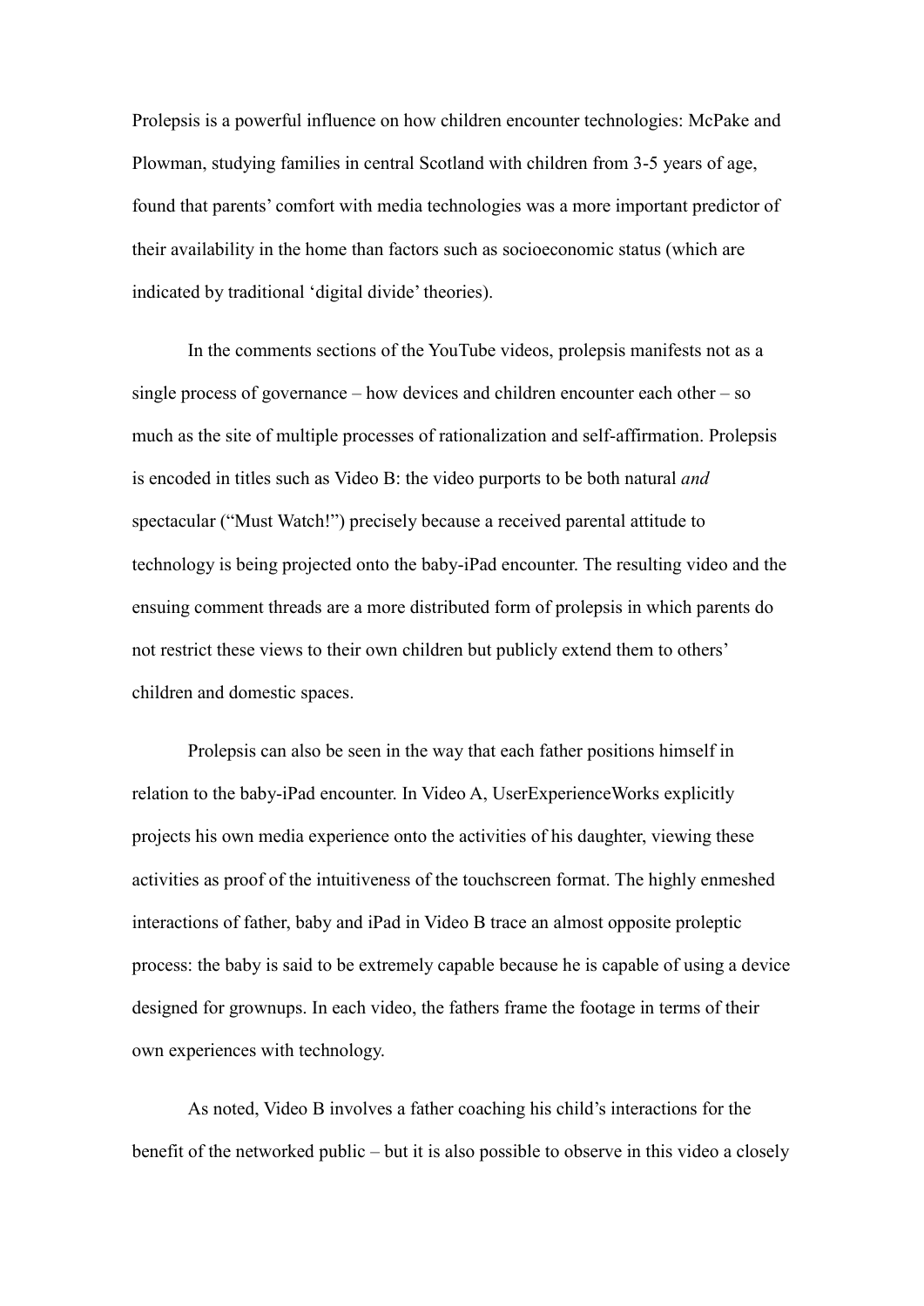Prolepsis is a powerful influence on how children encounter technologies: McPake and Plowman, studying families in central Scotland with children from 3-5 years of age, found that parents' comfort with media technologies was a more important predictor of their availability in the home than factors such as socioeconomic status (which are indicated by traditional 'digital divide' theories).

In the comments sections of the YouTube videos, prolepsis manifests not as a single process of governance – how devices and children encounter each other – so much as the site of multiple processes of rationalization and self-affirmation. Prolepsis is encoded in titles such as Video B: the video purports to be both natural *and* spectacular ("Must Watch!") precisely because a received parental attitude to technology is being projected onto the baby-iPad encounter. The resulting video and the ensuing comment threads are a more distributed form of prolepsis in which parents do not restrict these views to their own children but publicly extend them to others' children and domestic spaces.

Prolepsis can also be seen in the way that each father positions himself in relation to the baby-iPad encounter. In Video A, UserExperienceWorks explicitly projects his own media experience onto the activities of his daughter, viewing these activities as proof of the intuitiveness of the touchscreen format. The highly enmeshed interactions of father, baby and iPad in Video B trace an almost opposite proleptic process: the baby is said to be extremely capable because he is capable of using a device designed for grownups. In each video, the fathers frame the footage in terms of their own experiences with technology.

As noted, Video B involves a father coaching his child's interactions for the benefit of the networked public – but it is also possible to observe in this video a closely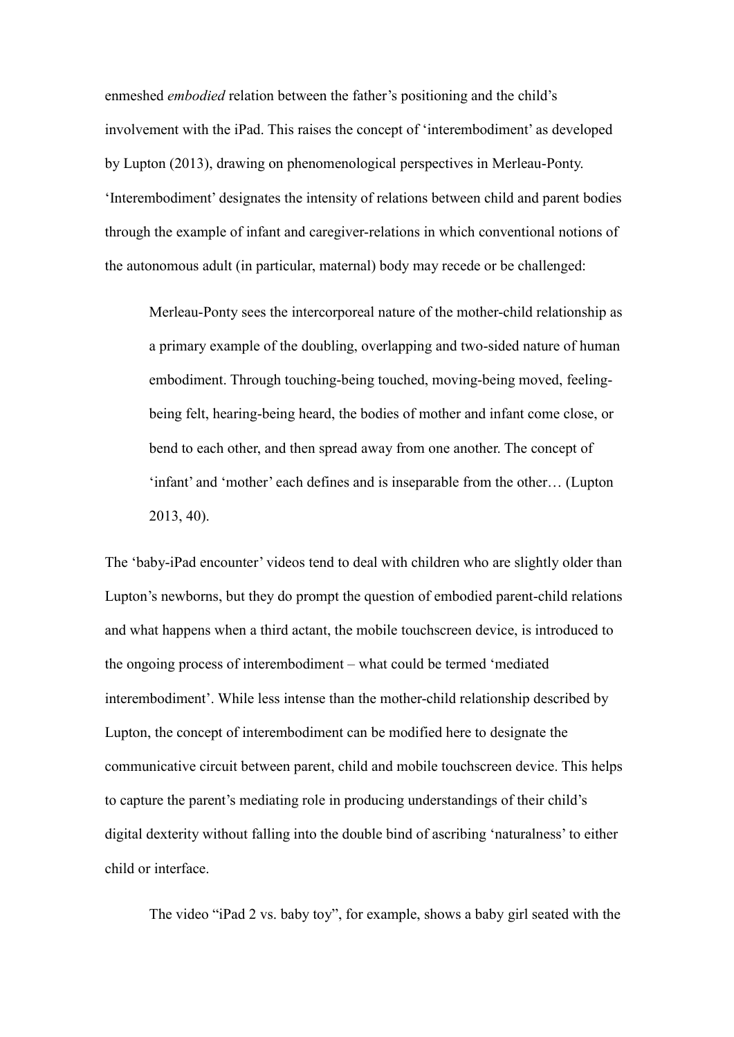enmeshed *embodied* relation between the father's positioning and the child's involvement with the iPad. This raises the concept of 'interembodiment' as developed by Lupton (2013), drawing on phenomenological perspectives in Merleau-Ponty. 'Interembodiment' designates the intensity of relations between child and parent bodies through the example of infant and caregiver-relations in which conventional notions of the autonomous adult (in particular, maternal) body may recede or be challenged:

> Merleau-Ponty sees the intercorporeal nature of the mother-child relationship as a primary example of the doubling, overlapping and two-sided nature of human embodiment. Through touching-being touched, moving-being moved, feeling-being felt, hearing-being heard, the bodies of mother and infant come close, or bend to each other, and then spread away from one another. The concept of 'infant' and 'mother' each defines and is inseparable from the other… (Lupton 2013, 40).

The 'baby-iPad encounter' videos tend to deal with children who are slightly older than Lupton's newborns, but they do prompt the question of embodied parent-child relations and what happens when a third actant, the mobile touchscreen device, is introduced to the ongoing process of interembodiment – what could be termed 'mediated interembodiment'. While less intense than the mother-child relationship described by Lupton, the concept of interembodiment can be modified here to designate the communicative circuit between parent, child and mobile touchscreen device. This helps to capture the parent's mediating role in producing understandings of their child's digital dexterity without falling into the double bind of ascribing 'naturalness' to either child or interface.

The video "iPad 2 vs. baby toy", for example, shows a baby girl seated with the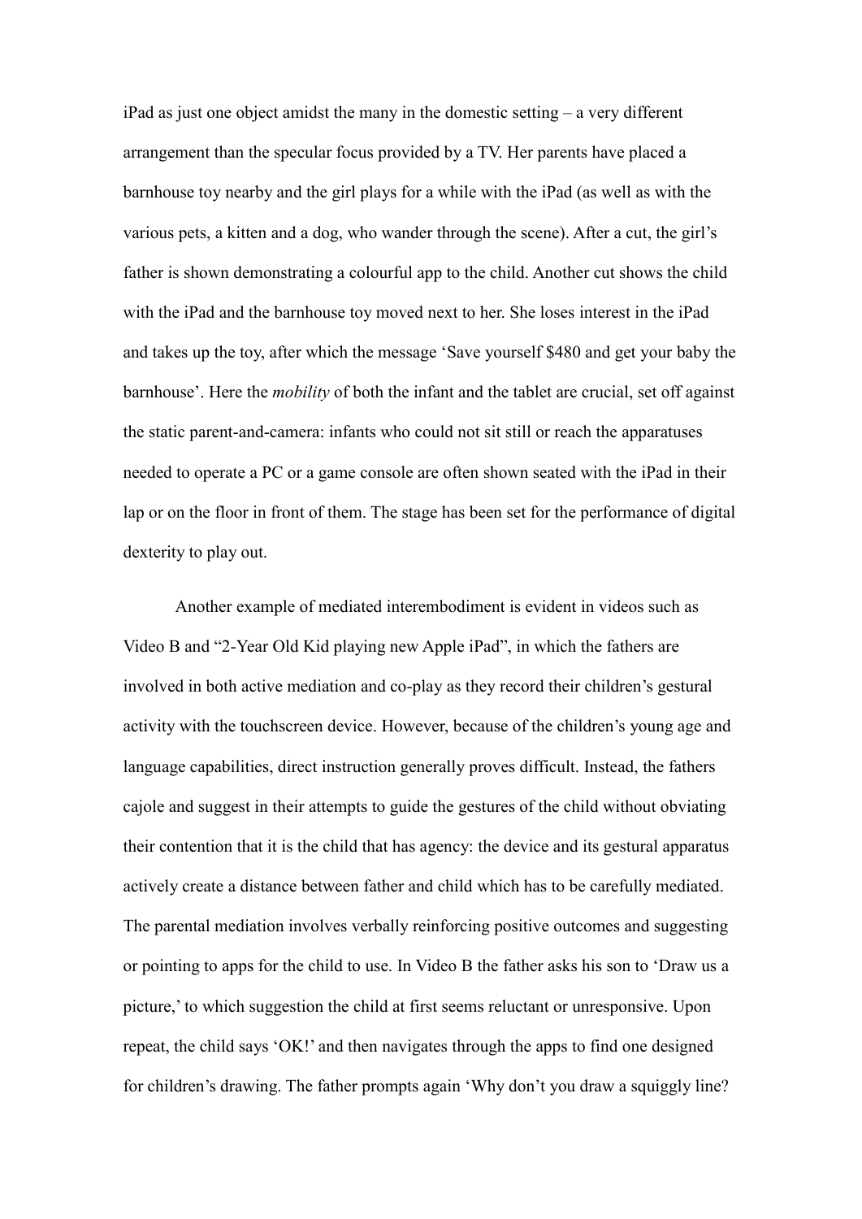iPad as just one object amidst the many in the domestic setting – a very different arrangement than the specular focus provided by a TV. Her parents have placed a barnhouse toy nearby and the girl plays for a while with the iPad (as well as with the various pets, a kitten and a dog, who wander through the scene). After a cut, the girl's father is shown demonstrating a colourful app to the child. Another cut shows the child with the iPad and the barnhouse toy moved next to her. She loses interest in the iPad and takes up the toy, after which the message 'Save yourself $480 and get your baby the barnhouse'. Here the *mobility* of both the infant and the tablet are crucial, set off against the static parent-and-camera: infants who could not sit still or reach the apparatuses needed to operate a PC or a game console are often shown seated with the iPad in their lap or on the floor in front of them. The stage has been set for the performance of digital dexterity to play out.

Another example of mediated interembodiment is evident in videos such as Video B and "2-Year Old Kid playing new Apple iPad", in which the fathers are involved in both active mediation and co-play as they record their children's gestural activity with the touchscreen device. However, because of the children's young age and language capabilities, direct instruction generally proves difficult. Instead, the fathers cajole and suggest in their attempts to guide the gestures of the child without obviating their contention that it is the child that has agency: the device and its gestural apparatus actively create a distance between father and child which has to be carefully mediated. The parental mediation involves verbally reinforcing positive outcomes and suggesting or pointing to apps for the child to use. In Video B the father asks his son to 'Draw us a picture,' to which suggestion the child at first seems reluctant or unresponsive. Upon repeat, the child says 'OK!' and then navigates through the apps to find one designed for children's drawing. The father prompts again 'Why don't you draw a squiggly line?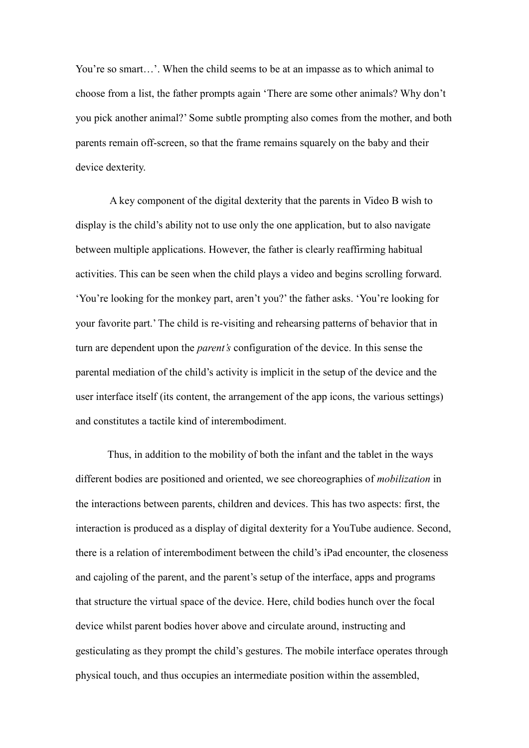You're so smart…'. When the child seems to be at an impasse as to which animal to choose from a list, the father prompts again 'There are some other animals? Why don't you pick another animal?' Some subtle prompting also comes from the mother, and both parents remain off-screen, so that the frame remains squarely on the baby and their device dexterity.

A key component of the digital dexterity that the parents in Video B wish to display is the child's ability not to use only the one application, but to also navigate between multiple applications. However, the father is clearly reaffirming habitual activities. This can be seen when the child plays a video and begins scrolling forward. 'You're looking for the monkey part, aren't you?' the father asks. 'You're looking for your favorite part.' The child is re-visiting and rehearsing patterns of behavior that in turn are dependent upon the *parent's* configuration of the device. In this sense the parental mediation of the child's activity is implicit in the setup of the device and the user interface itself (its content, the arrangement of the app icons, the various settings) and constitutes a tactile kind of interembodiment.

Thus, in addition to the mobility of both the infant and the tablet in the ways different bodies are positioned and oriented, we see choreographies of *mobilization* in the interactions between parents, children and devices. This has two aspects: first, the interaction is produced as a display of digital dexterity for a YouTube audience. Second, there is a relation of interembodiment between the child's iPad encounter, the closeness and cajoling of the parent, and the parent's setup of the interface, apps and programs that structure the virtual space of the device. Here, child bodies hunch over the focal device whilst parent bodies hover above and circulate around, instructing and gesticulating as they prompt the child's gestures. The mobile interface operates through physical touch, and thus occupies an intermediate position within the assembled,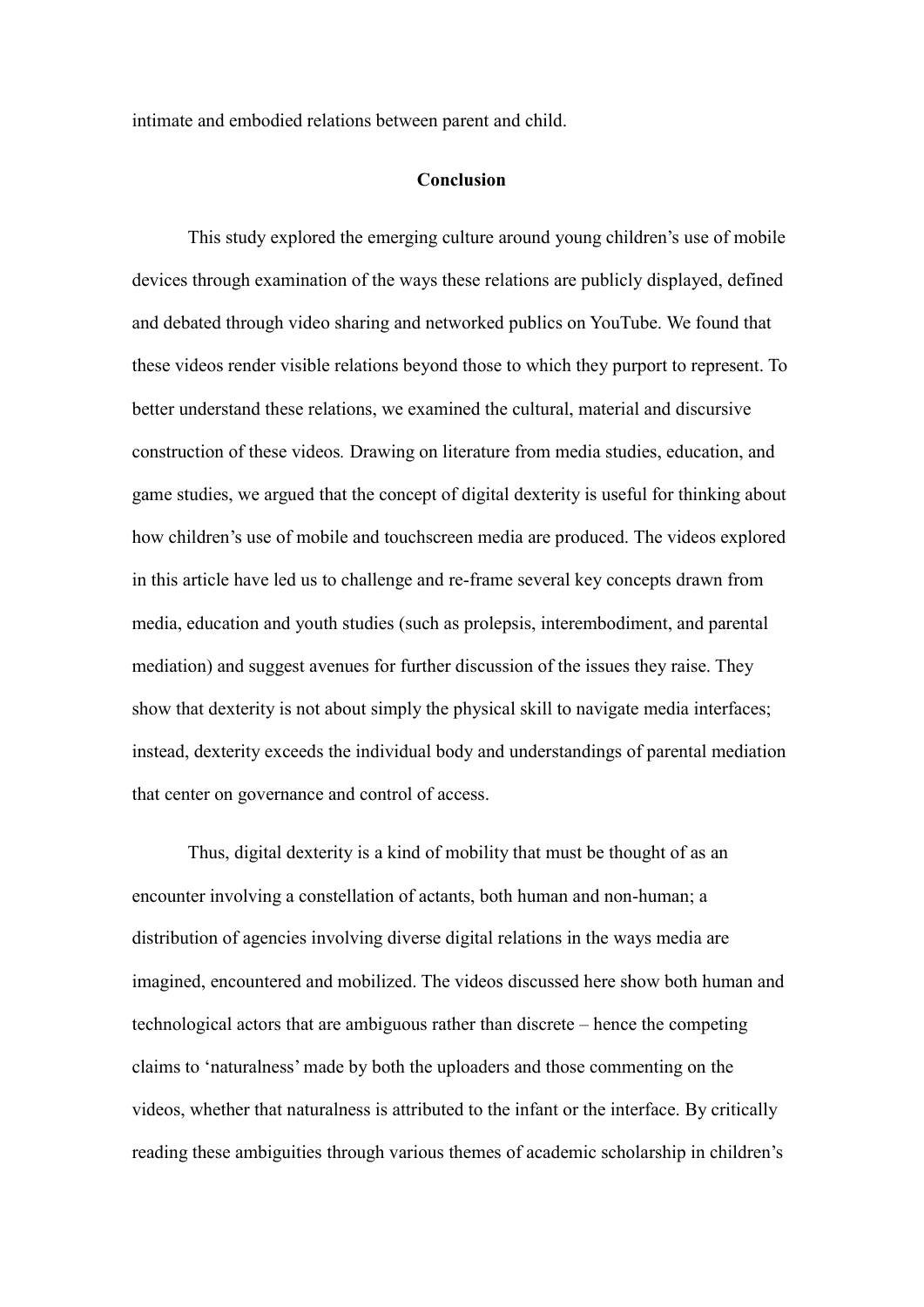intimate and embodied relations between parent and child.

## Conclusion

This study explored the emerging culture around young children's use of mobile devices through examination of the ways these relations are publicly displayed, defined and debated through video sharing and networked publics on YouTube. We found that these videos render visible relations beyond those to which they purport to represent. To better understand these relations, we examined the cultural, material and discursive construction of these videos*.* Drawing on literature from media studies, education, and game studies, we argued that the concept of digital dexterity is useful for thinking about how children's use of mobile and touchscreen media are produced. The videos explored in this article have led us to challenge and re-frame several key concepts drawn from media, education and youth studies (such as prolepsis, interembodiment, and parental mediation) and suggest avenues for further discussion of the issues they raise. They show that dexterity is not about simply the physical skill to navigate media interfaces; instead, dexterity exceeds the individual body and understandings of parental mediation that center on governance and control of access.

Thus, digital dexterity is a kind of mobility that must be thought of as an encounter involving a constellation of actants, both human and non-human; a distribution of agencies involving diverse digital relations in the ways media are imagined, encountered and mobilized. The videos discussed here show both human and technological actors that are ambiguous rather than discrete – hence the competing claims to 'naturalness' made by both the uploaders and those commenting on the videos, whether that naturalness is attributed to the infant or the interface. By critically reading these ambiguities through various themes of academic scholarship in children's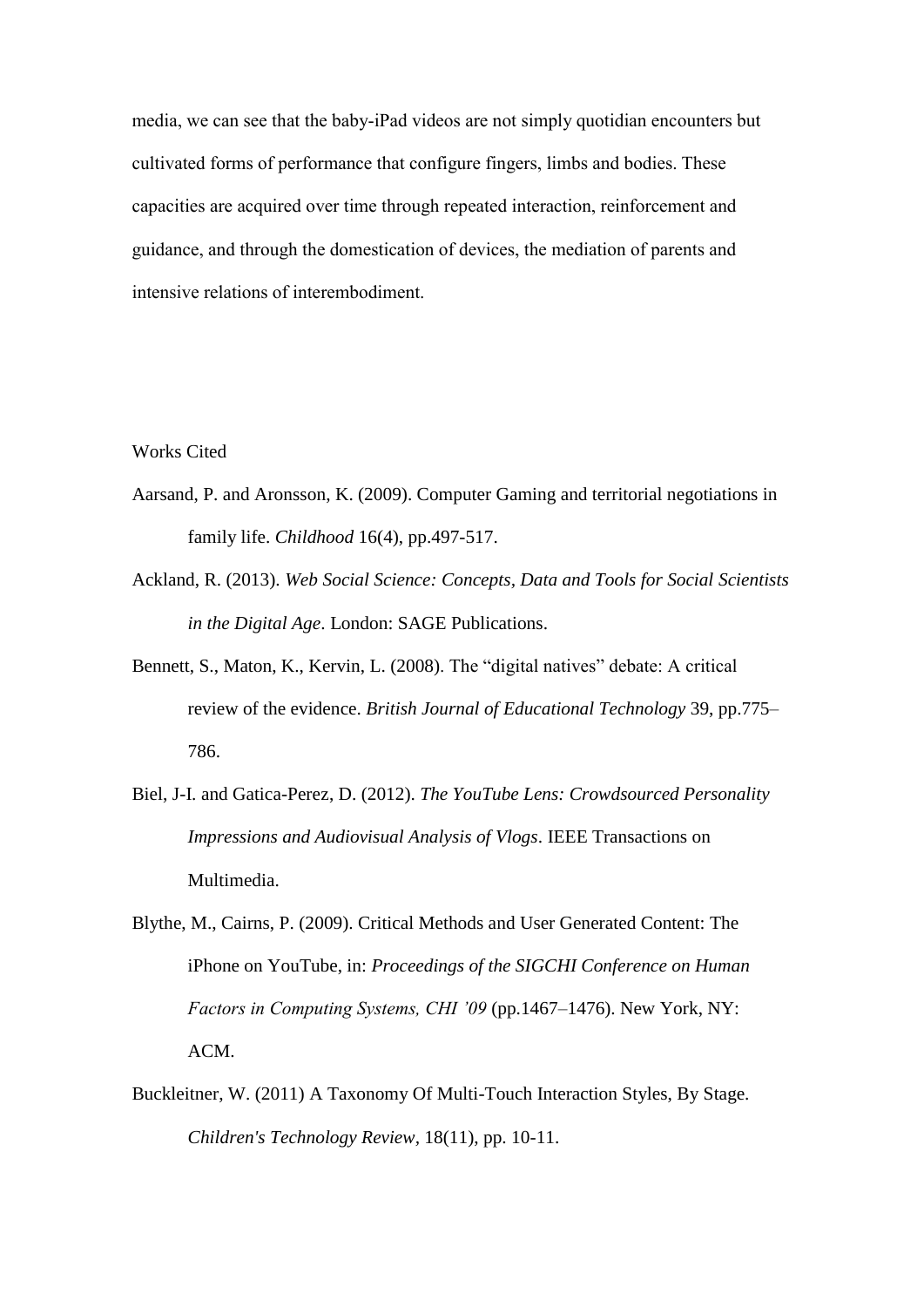media, we can see that the baby-iPad videos are not simply quotidian encounters but cultivated forms of performance that configure fingers, limbs and bodies. These capacities are acquired over time through repeated interaction, reinforcement and guidance, and through the domestication of devices, the mediation of parents and intensive relations of interembodiment.

## Works Cited

Aarsand, P. and Aronsson, K. (2009). Computer Gaming and territorial negotiations in family life. *Childhood* 16(4), pp.497-517.

Ackland, R. (2013). *Web Social Science: Concepts, Data and Tools for Social Scientists in the Digital Age*. London: SAGE Publications.

Bennett, S., Maton, K., Kervin, L. (2008). The "digital natives" debate: A critical review of the evidence. *British Journal of Educational Technology* 39, pp.775–786.

Biel, J-I. and Gatica-Perez, D. (2012). *The YouTube Lens: Crowdsourced Personality Impressions and Audiovisual Analysis of Vlogs*. IEEE Transactions on Multimedia.

Blythe, M., Cairns, P. (2009). Critical Methods and User Generated Content: The iPhone on YouTube, in: *Proceedings of the SIGCHI Conference on Human Factors in Computing Systems, CHI '09* (pp.1467–1476). New York, NY: ACM.

Buckleitner, W. (2011) A Taxonomy Of Multi-Touch Interaction Styles, By Stage. *Children's Technology Review*, 18(11), pp. 10-11.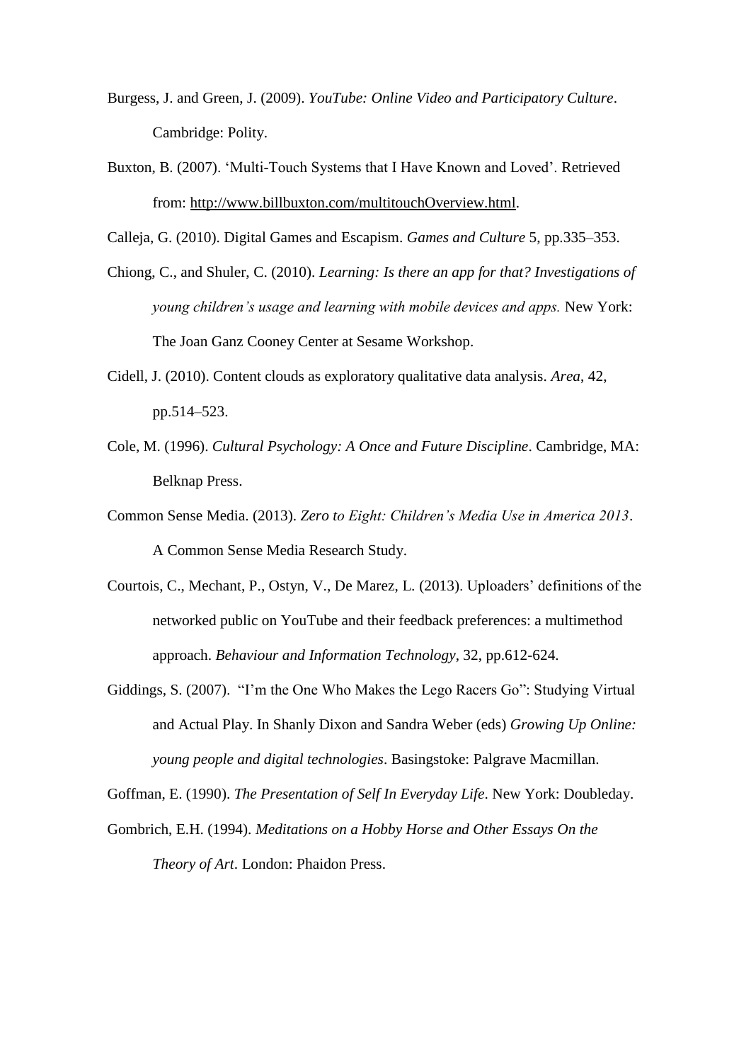Burgess, J. and Green, J. (2009). *YouTube: Online Video and Participatory Culture*. Cambridge: Polity.

Buxton, B. (2007). 'Multi-Touch Systems that I Have Known and Loved'. Retrieved from: http://www.billbuxton.com/multitouchOverview.html.

Calleja, G. (2010). Digital Games and Escapism. *Games and Culture* 5, pp.335–353.

Chiong, C., and Shuler, C. (2010). *Learning: Is there an app for that? Investigations of young children's usage and learning with mobile devices and apps.* New York: The Joan Ganz Cooney Center at Sesame Workshop.

Cidell, J. (2010). Content clouds as exploratory qualitative data analysis. *Area*, 42, pp.514–523.

Cole, M. (1996). *Cultural Psychology: A Once and Future Discipline*. Cambridge, MA: Belknap Press.

Common Sense Media. (2013). *Zero to Eight: Children's Media Use in America 2013*. A Common Sense Media Research Study.

Courtois, C., Mechant, P., Ostyn, V., De Marez, L. (2013). Uploaders' definitions of the networked public on YouTube and their feedback preferences: a multimethod approach. *Behaviour and Information Technology*, 32, pp.612-624.

Giddings, S. (2007). "I'm the One Who Makes the Lego Racers Go": Studying Virtual and Actual Play. In Shanly Dixon and Sandra Weber (eds) *Growing Up Online: young people and digital technologies*. Basingstoke: Palgrave Macmillan.

Goffman, E. (1990). *The Presentation of Self In Everyday Life*. New York: Doubleday.

Gombrich, E.H. (1994). *Meditations on a Hobby Horse and Other Essays On the Theory of Art*. London: Phaidon Press.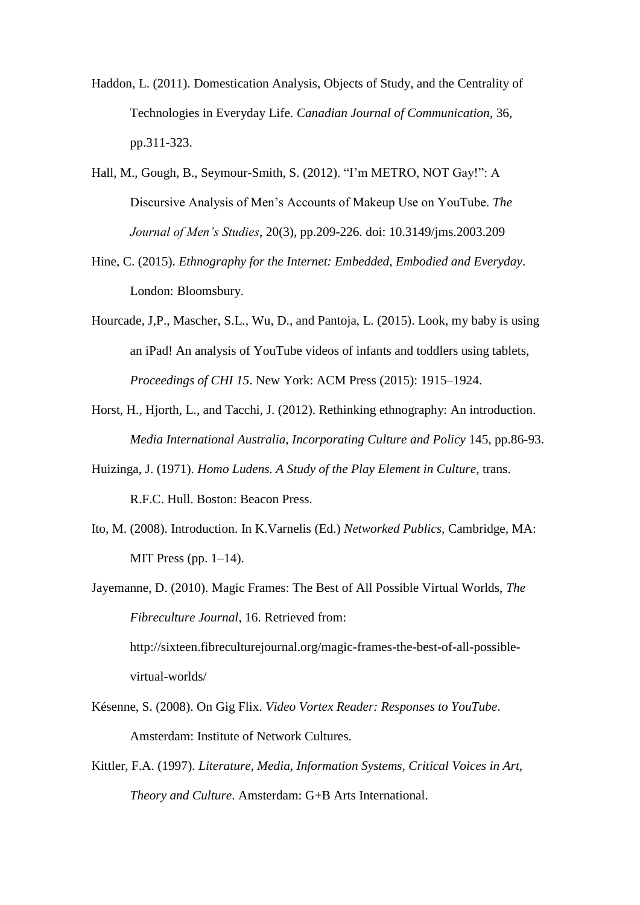Haddon, L. (2011). Domestication Analysis, Objects of Study, and the Centrality of Technologies in Everyday Life. *Canadian Journal of Communication*, 36, pp.311-323.

Hall, M., Gough, B., Seymour-Smith, S. (2012). "I'm METRO, NOT Gay!": A Discursive Analysis of Men's Accounts of Makeup Use on YouTube. *The Journal of Men's Studies*, 20(3), pp.209-226. doi: 10.3149/jms.2003.209

Hine, C. (2015). *Ethnography for the Internet: Embedded, Embodied and Everyday*. London: Bloomsbury.

Hourcade, J,P., Mascher, S.L., Wu, D., and Pantoja, L. (2015). Look, my baby is using an iPad! An analysis of YouTube videos of infants and toddlers using tablets, *Proceedings of CHI 15*. New York: ACM Press (2015): 1915–1924.

Horst, H., Hjorth, L., and Tacchi, J. (2012). Rethinking ethnography: An introduction. *Media International Australia, Incorporating Culture and Policy* 145, pp.86-93.

Huizinga, J. (1971). *Homo Ludens. A Study of the Play Element in Culture*, trans. R.F.C. Hull. Boston: Beacon Press.

Ito, M. (2008). Introduction. In K.Varnelis (Ed.) *Networked Publics,* Cambridge, MA: MIT Press (pp. 1–14).

Jayemanne, D. (2010). Magic Frames: The Best of All Possible Virtual Worlds, *The Fibreculture Journal*, 16. Retrieved from: http://sixteen.fibreculturejournal.org/magic-frames-the-best-of-all-possible-virtual-worlds/

Késenne, S. (2008). On Gig Flix. *Video Vortex Reader: Responses to YouTube*. Amsterdam: Institute of Network Cultures.

Kittler, F.A. (1997). *Literature, Media, Information Systems, Critical Voices in Art, Theory and Culture*. Amsterdam: G+B Arts International.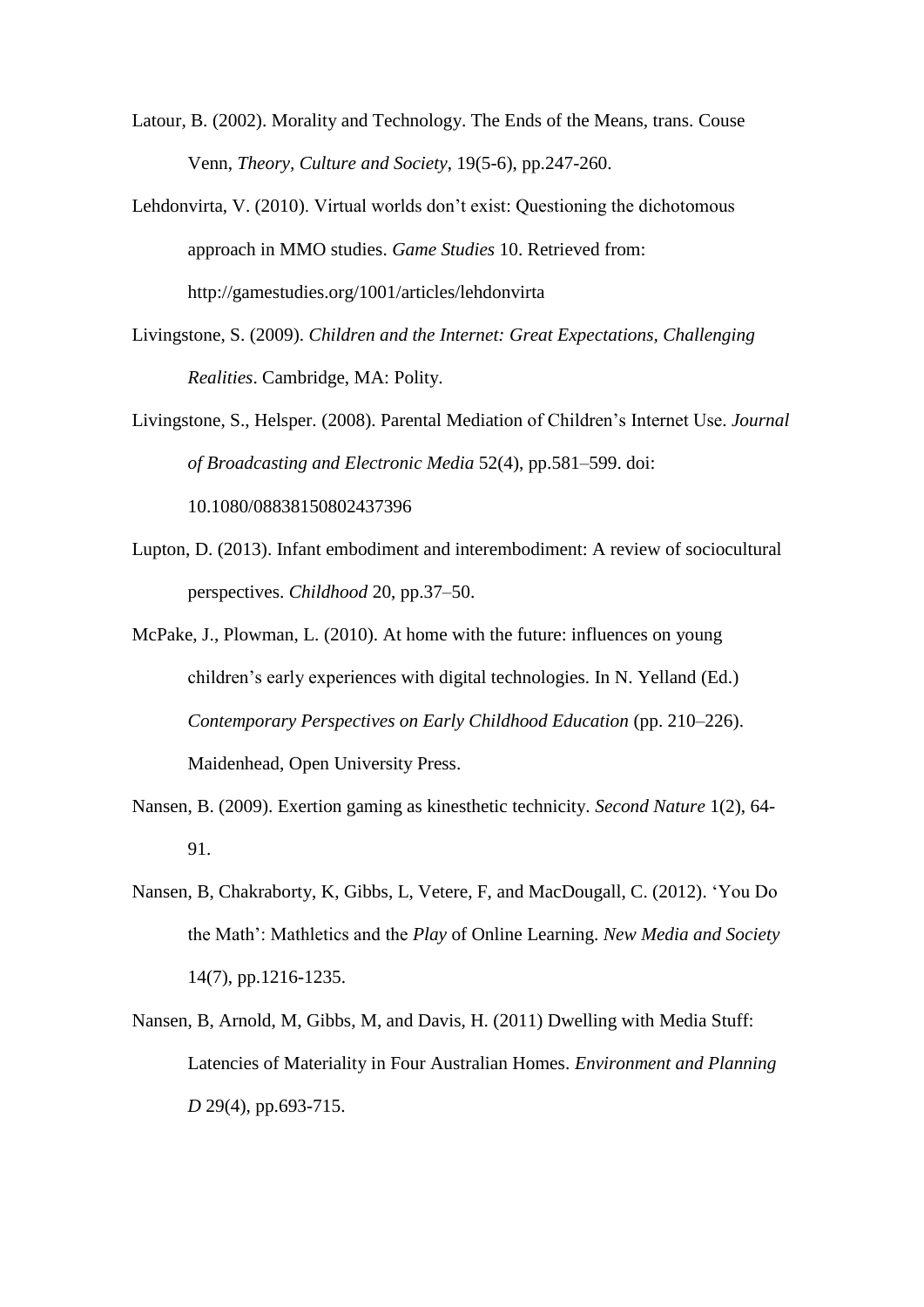Latour, B. (2002). Morality and Technology. The Ends of the Means, trans. Couse Venn, *Theory, Culture and Society*, 19(5-6), pp.247-260.

Lehdonvirta, V. (2010). Virtual worlds don't exist: Questioning the dichotomous approach in MMO studies. *Game Studies* 10. Retrieved from: http://gamestudies.org/1001/articles/lehdonvirta

Livingstone, S. (2009). *Children and the Internet: Great Expectations, Challenging Realities*. Cambridge, MA: Polity.

Livingstone, S., Helsper. (2008). Parental Mediation of Children's Internet Use. *Journal of Broadcasting and Electronic Media* 52(4), pp.581–599. doi: 10.1080/08838150802437396

Lupton, D. (2013). Infant embodiment and interembodiment: A review of sociocultural perspectives. *Childhood* 20, pp.37–50.

McPake, J., Plowman, L. (2010). At home with the future: influences on young children's early experiences with digital technologies. In N. Yelland (Ed.) *Contemporary Perspectives on Early Childhood Education* (pp. 210–226). Maidenhead, Open University Press.

Nansen, B. (2009). Exertion gaming as kinesthetic technicity. *Second Nature* 1(2), 64-91.

Nansen, B, Chakraborty, K, Gibbs, L, Vetere, F, and MacDougall, C. (2012). 'You Do the Math': Mathletics and the *Play* of Online Learning. *New Media and Society* 14(7), pp.1216-1235.

Nansen, B, Arnold, M, Gibbs, M, and Davis, H. (2011) Dwelling with Media Stuff: Latencies of Materiality in Four Australian Homes. *Environment and Planning D* 29(4), pp.693-715.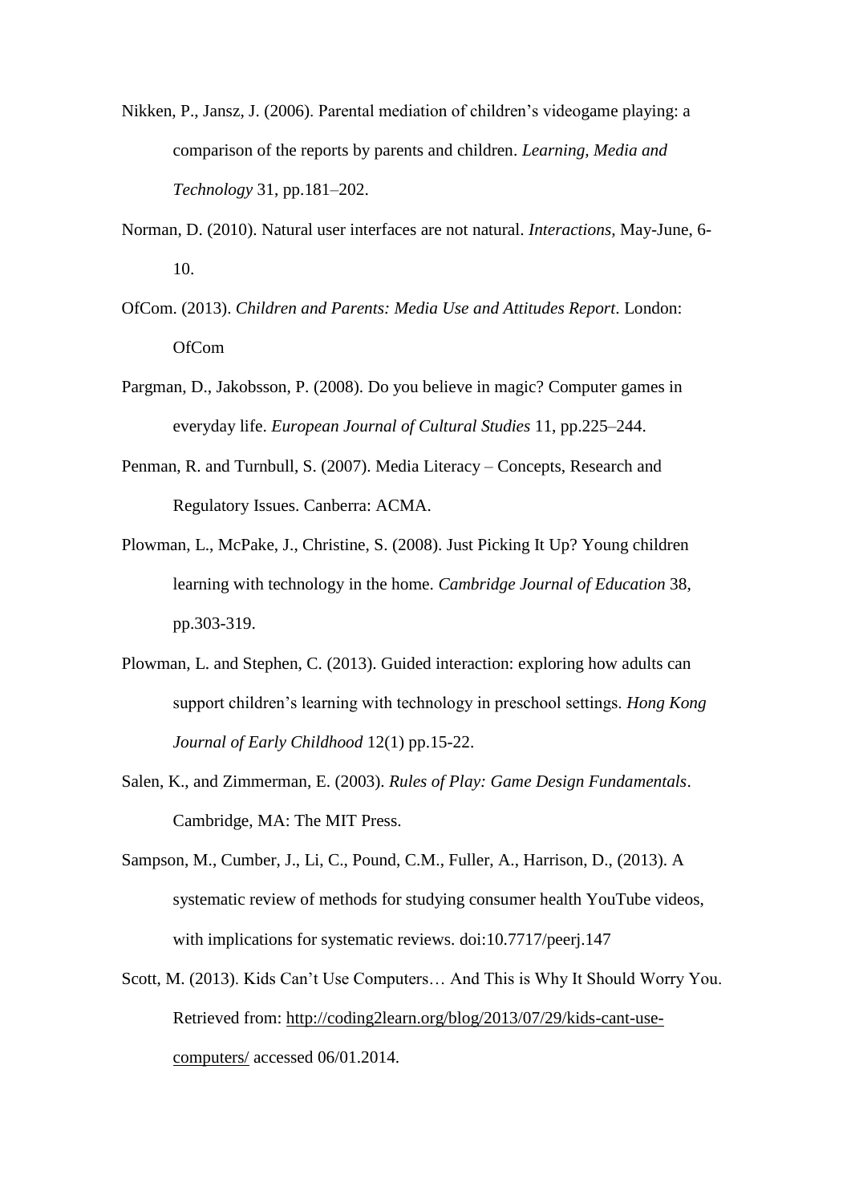Nikken, P., Jansz, J. (2006). Parental mediation of children's videogame playing: a comparison of the reports by parents and children. *Learning, Media and Technology* 31, pp.181–202.

Norman, D. (2010). Natural user interfaces are not natural. *Interactions*, May-June, 6-10.

OfCom. (2013). *Children and Parents: Media Use and Attitudes Report*. London: OfCom

Pargman, D., Jakobsson, P. (2008). Do you believe in magic? Computer games in everyday life. *European Journal of Cultural Studies* 11, pp.225–244.

Penman, R. and Turnbull, S. (2007). Media Literacy – Concepts, Research and Regulatory Issues. Canberra: ACMA.

Plowman, L., McPake, J., Christine, S. (2008). Just Picking It Up? Young children learning with technology in the home. *Cambridge Journal of Education* 38, pp.303-319.

Plowman, L. and Stephen, C. (2013). Guided interaction: exploring how adults can support children's learning with technology in preschool settings. *Hong Kong Journal of Early Childhood* 12(1) pp.15-22.

Salen, K., and Zimmerman, E. (2003). *Rules of Play: Game Design Fundamentals*. Cambridge, MA: The MIT Press.

Sampson, M., Cumber, J., Li, C., Pound, C.M., Fuller, A., Harrison, D., (2013). A systematic review of methods for studying consumer health YouTube videos, with implications for systematic reviews. doi:10.7717/peerj.147

Scott, M. (2013). Kids Can't Use Computers… And This is Why It Should Worry You. Retrieved from: http://coding2learn.org/blog/2013/07/29/kids-cant-use-computers/ accessed 06/01.2014.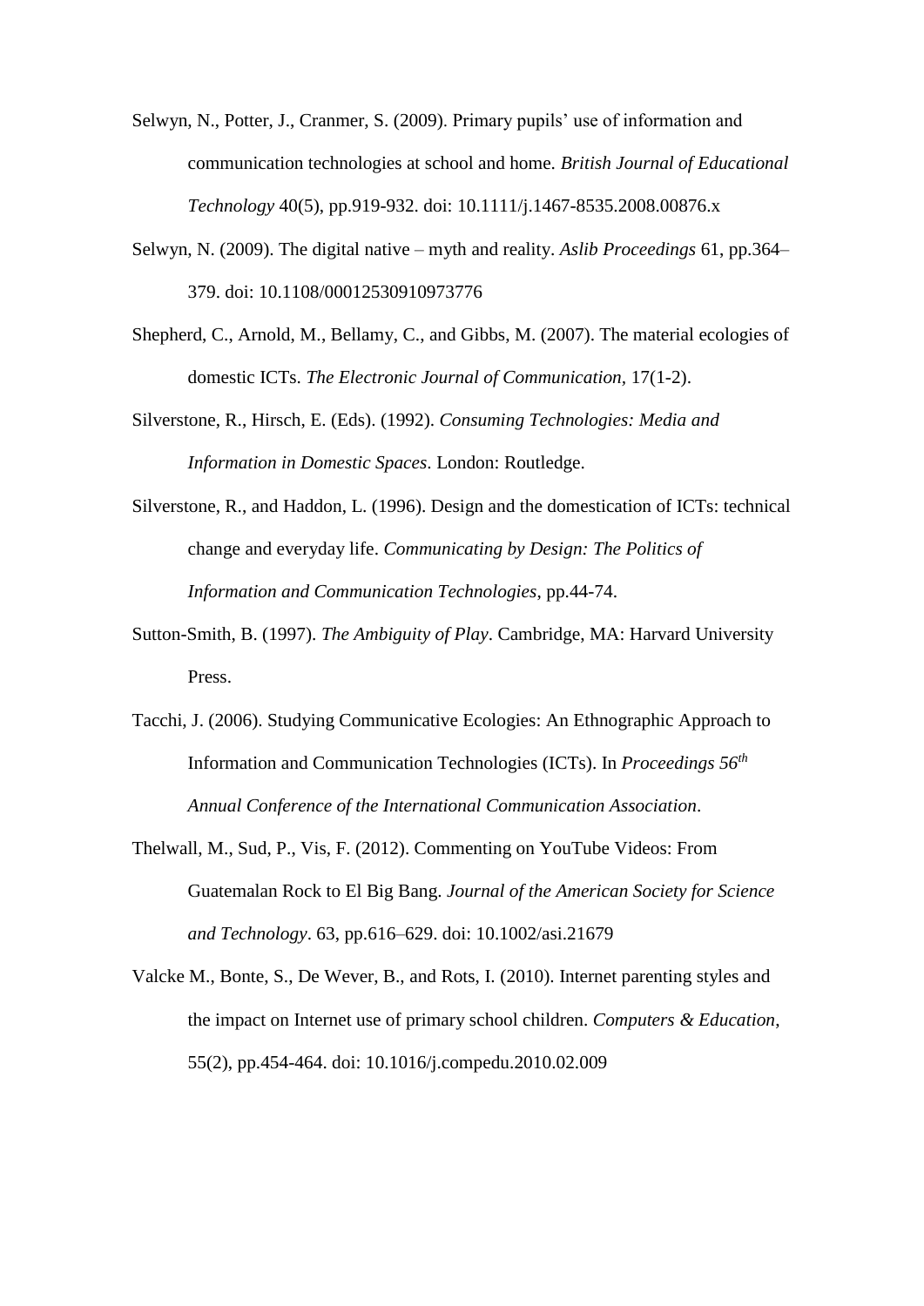Selwyn, N., Potter, J., Cranmer, S. (2009). Primary pupils' use of information and communication technologies at school and home. *British Journal of Educational Technology* 40(5), pp.919-932. doi: 10.1111/j.1467-8535.2008.00876.x

Selwyn, N. (2009). The digital native – myth and reality. *Aslib Proceedings* 61, pp.364–379. doi: 10.1108/00012530910973776

Shepherd, C., Arnold, M., Bellamy, C., and Gibbs, M. (2007). The material ecologies of domestic ICTs. *The Electronic Journal of Communication*, 17(1-2).

Silverstone, R., Hirsch, E. (Eds). (1992). *Consuming Technologies: Media and Information in Domestic Spaces*. London: Routledge.

Silverstone, R., and Haddon, L. (1996). Design and the domestication of ICTs: technical change and everyday life. *Communicating by Design: The Politics of Information and Communication Technologies*, pp.44-74.

Sutton-Smith, B. (1997). *The Ambiguity of Play*. Cambridge, MA: Harvard University Press.

Tacchi, J. (2006). Studying Communicative Ecologies: An Ethnographic Approach to Information and Communication Technologies (ICTs). In *Proceedings 56th Annual Conference of the International Communication Association*.

Thelwall, M., Sud, P., Vis, F. (2012). Commenting on YouTube Videos: From Guatemalan Rock to El Big Bang. *Journal of the American Society for Science and Technology*. 63, pp.616–629. doi: 10.1002/asi.21679

Valcke M., Bonte, S., De Wever, B., and Rots, I. (2010). Internet parenting styles and the impact on Internet use of primary school children. *Computers & Education*, 55(2), pp.454-464. doi: 10.1016/j.compedu.2010.02.009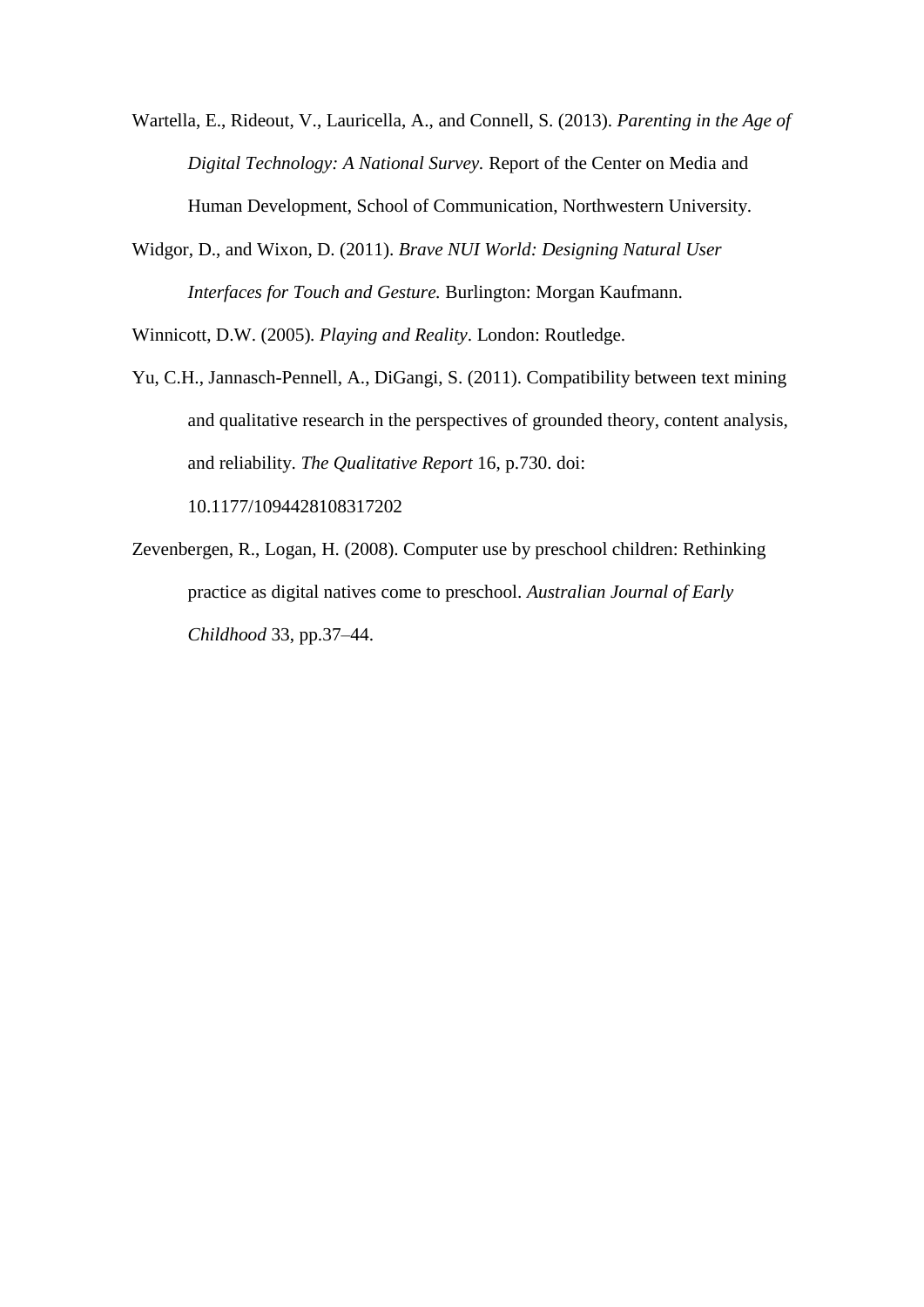Wartella, E., Rideout, V., Lauricella, A., and Connell, S. (2013). *Parenting in the Age of Digital Technology: A National Survey.* Report of the Center on Media and Human Development, School of Communication, Northwestern University.

Widgor, D., and Wixon, D. (2011). *Brave NUI World: Designing Natural User Interfaces for Touch and Gesture.* Burlington: Morgan Kaufmann.

Winnicott, D.W. (2005). *Playing and Reality*. London: Routledge.

Yu, C.H., Jannasch-Pennell, A., DiGangi, S. (2011). Compatibility between text mining and qualitative research in the perspectives of grounded theory, content analysis, and reliability. *The Qualitative Report* 16, p.730. doi: 10.1177/1094428108317202

Zevenbergen, R., Logan, H. (2008). Computer use by preschool children: Rethinking practice as digital natives come to preschool. *Australian Journal of Early Childhood* 33, pp.37–44.